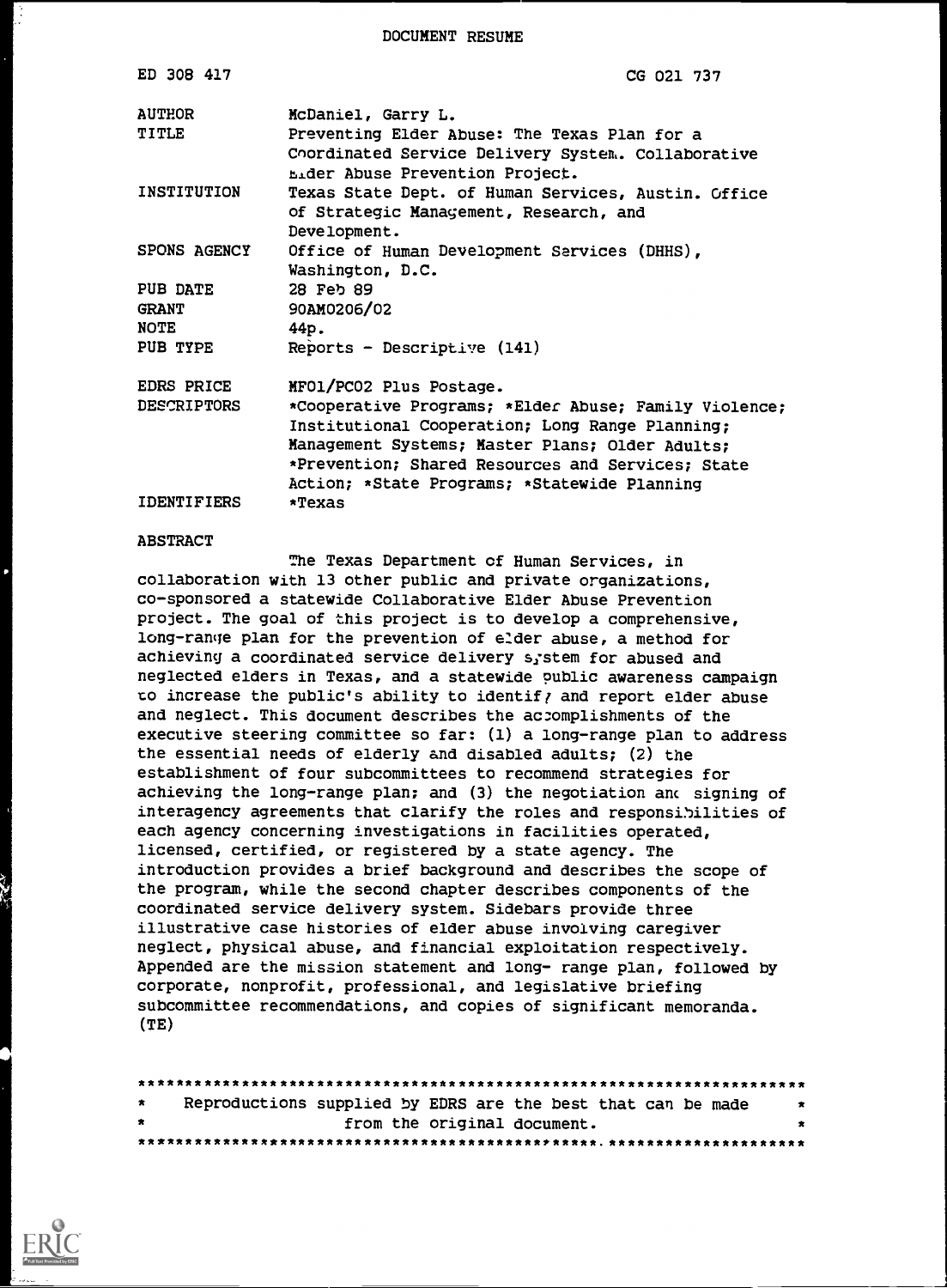DOCUMENT RESUME

| | |
|---|---|
| ED 308 417 | CG 021 737 |
| AUTHOR | McDaniel, Garry L. |
| TITLE | Preventing Elder Abuse: The Texas Plan for a Coordinated Service Delivery System. Collaborative Elder Abuse Prevention Project. |
| INSTITUTION | Texas State Dept. of Human Services, Austin. Office of Strategic Management, Research, and Development. |
| SPONS AGENCY | Office of Human Development Services (DHHS), Washington, D.C. |
| PUB DATE | 28 Feb 89 |
| GRANT | 90AM0206/02 |
| NOTE | 44p. |
| PUB TYPE | Reports - Descriptive (141) |
| EDRS PRICE | MF01/PC02 Plus Postage. |
| DESCRIPTORS | *Cooperative Programs; *Elder Abuse; Family Violence; Institutional Cooperation; Long Range Planning; Management Systems; Master Plans; Older Adults; *Prevention; Shared Resources and Services; State Action; *State Programs; *Statewide Planning |
| IDENTIFIERS | *Texas |

ABSTRACT

The Texas Department of Human Services, in collaboration with 13 other public and private organizations, co-sponsored a statewide Collaborative Elder Abuse Prevention project. The goal of this project is to develop a comprehensive, long-range plan for the prevention of elder abuse, a method for achieving a coordinated service delivery system for abused and neglected elders in Texas, and a statewide public awareness campaign to increase the public's ability to identify and report elder abuse and neglect. This document describes the accomplishments of the executive steering committee so far: (1) a long-range plan to address the essential needs of elderly and disabled adults; (2) the establishment of four subcommittees to recommend strategies for achieving the long-range plan; and (3) the negotiation and signing of interagency agreements that clarify the roles and responsibilities of each agency concerning investigations in facilities operated, licensed, certified, or registered by a state agency. The introduction provides a brief background and describes the scope of the program, while the second chapter describes components of the coordinated service delivery system. Sidebars provide three illustrative case histories of elder abuse involving caregiver neglect, physical abuse, and financial exploitation respectively. Appended are the mission statement and long- range plan, followed by corporate, nonprofit, professional, and legislative briefing subcommittee recommendations, and copies of significant memoranda. (TE)

***********************************************************************
* Reproductions supplied by EDRS are the best that can be made *
* from the original document. *
***********************************************************************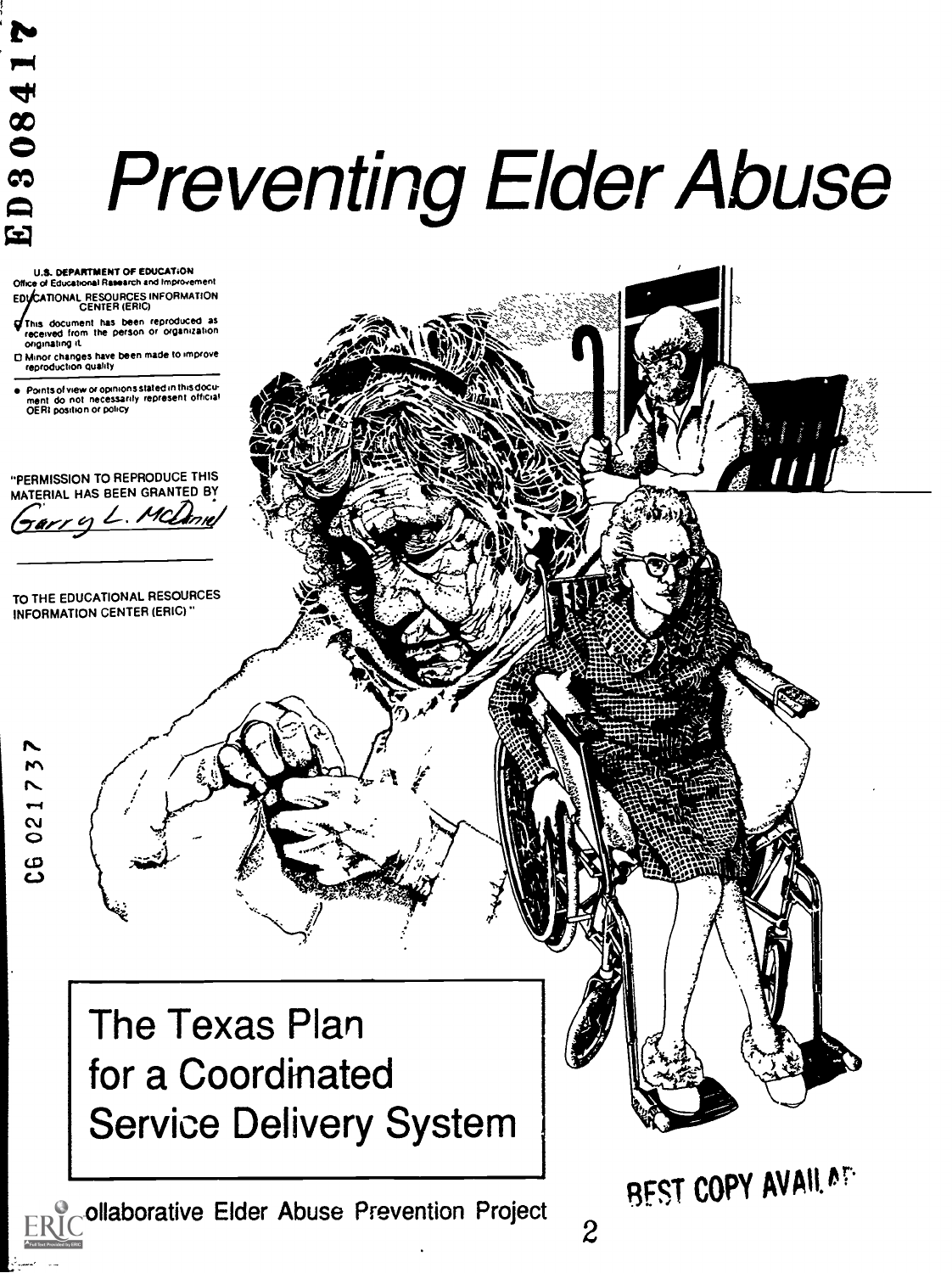ED308417

# Preventing Elder Abuse

U.S. DEPARTMENT OF EDUCATION
Office of Educational Research and Improvement
EDUCATIONAL RESOURCES INFORMATION CENTER (ERIC)

- This document has been reproduced as received from the person or organization originating it.
- Minor changes have been made to improve reproduction quality.
- Points of view or opinions stated in this document do not necessarily represent official OERI position or policy.

"PERMISSION TO REPRODUCE THIS MATERIAL HAS BEEN GRANTED BY

Garry L. McDaniel

TO THE EDUCATIONAL RESOURCES INFORMATION CENTER (ERIC)."

CG 021737

## The Texas Plan for a Coordinated Service Delivery System

Collaborative Elder Abuse Prevention Project

BEST COPY AVAILABLE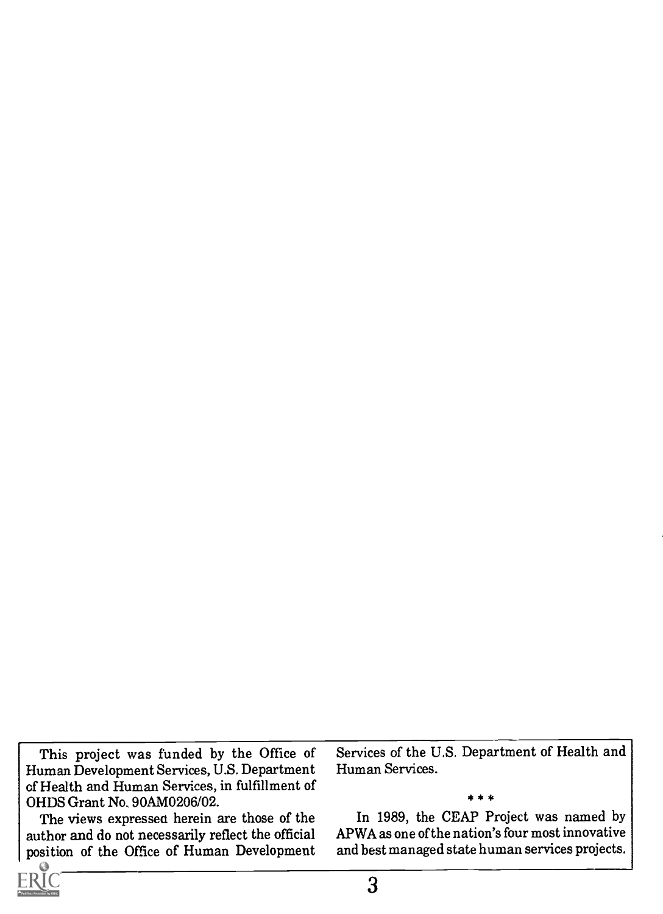This project was funded by the Office of Human Development Services, U.S. Department of Health and Human Services, in fulfillment of OHDS Grant No. 90AM0206/02.

The views expressed herein are those of the author and do not necessarily reflect the official position of the Office of Human Development Services of the U.S. Department of Health and Human Services.

* * *

In 1989, the CEAP Project was named by APWA as one of the nation's four most innovative and best managed state human services projects.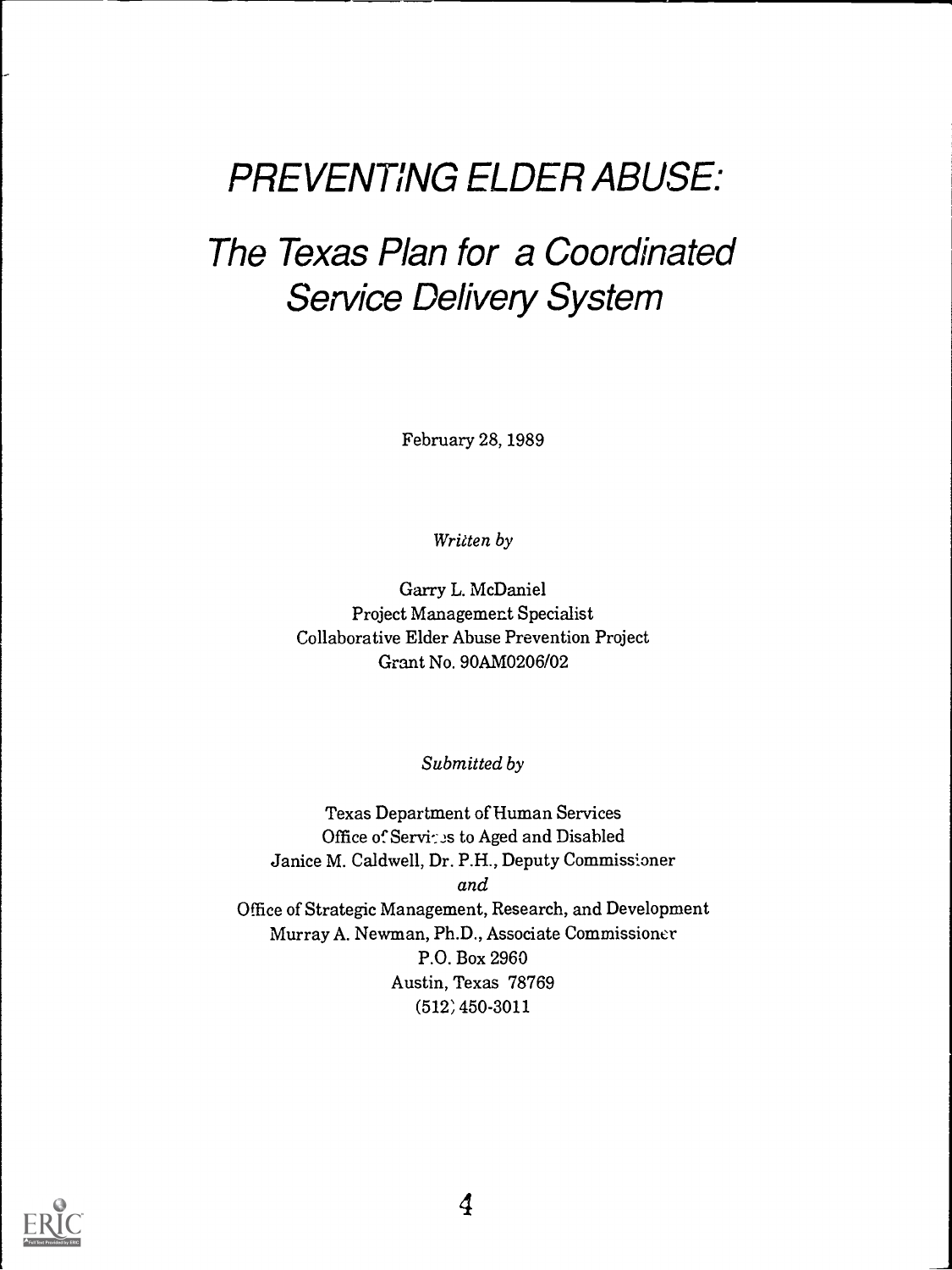# *PREVENTING ELDER ABUSE:*

## *The Texas Plan for a Coordinated Service Delivery System*

February 28, 1989

*Written by*

Garry L. McDaniel
Project Management Specialist
Collaborative Elder Abuse Prevention Project
Grant No. 90AM0206/02

*Submitted by*

Texas Department of Human Services
Office of Services to Aged and Disabled
Janice M. Caldwell, Dr. P.H., Deputy Commissioner
*and*
Office of Strategic Management, Research, and Development
Murray A. Newman, Ph.D., Associate Commissioner
P.O. Box 2960
Austin, Texas 78769
(512) 450-3011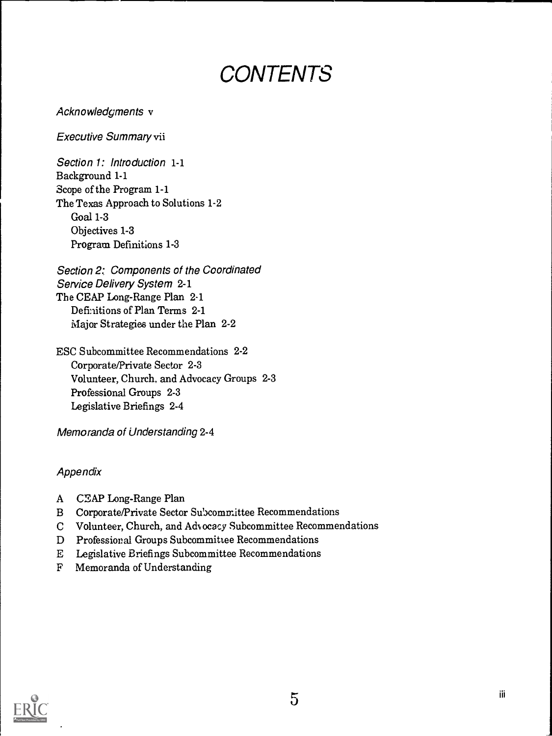# CONTENTS

*Acknowledgments* v

*Executive Summary* vii

*Section 1: Introduction* 1-1
Background 1-1
Scope of the Program 1-1
The Texas Approach to Solutions 1-2
  Goal 1-3
  Objectives 1-3
  Program Definitions 1-3

*Section 2: Components of the Coordinated Service Delivery System* 2-1
The CEAP Long-Range Plan 2-1
  Definitions of Plan Terms 2-1
  Major Strategies under the Plan 2-2

ESC Subcommittee Recommendations 2-2
  Corporate/Private Sector 2-3
  Volunteer, Church, and Advocacy Groups 2-3
  Professional Groups 2-3
  Legislative Briefings 2-4

*Memoranda of Understanding* 2-4

*Appendix*

A CEAP Long-Range Plan
B Corporate/Private Sector Subcommittee Recommendations
C Volunteer, Church, and Advocacy Subcommittee Recommendations
D Professional Groups Subcommittee Recommendations
E Legislative Briefings Subcommittee Recommendations
F Memoranda of Understanding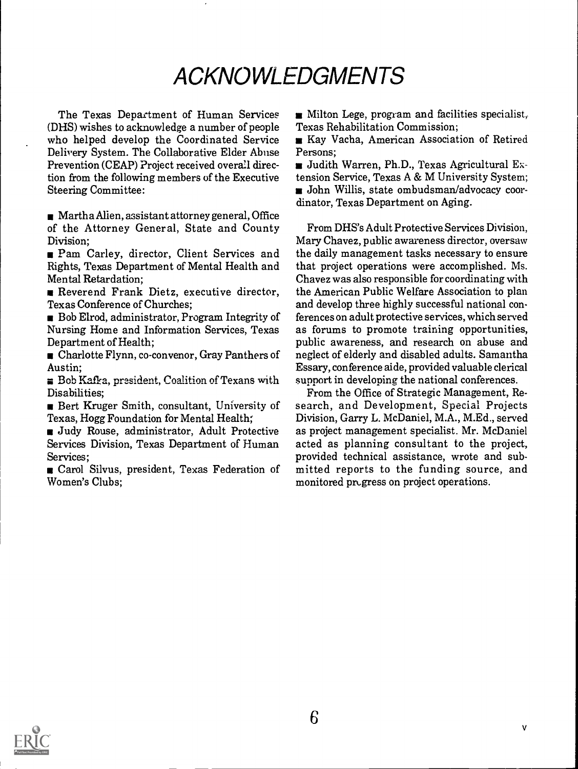# ACKNOWLEDGMENTS

The Texas Department of Human Services (DHS) wishes to acknowledge a number of people who helped develop the Coordinated Service Delivery System. The Collaborative Elder Abuse Prevention (CEAP) Project received overall direction from the following members of the Executive Steering Committee:

- Martha Allen, assistant attorney general, Office of the Attorney General, State and County Division;
- Pam Carley, director, Client Services and Rights, Texas Department of Mental Health and Mental Retardation;
- Reverend Frank Dietz, executive director, Texas Conference of Churches;
- Bob Elrod, administrator, Program Integrity of Nursing Home and Information Services, Texas Department of Health;
- Charlotte Flynn, co-convenor, Gray Panthers of Austin;
- Bob Kafka, president, Coalition of Texans with Disabilities;
- Bert Kruger Smith, consultant, University of Texas, Hogg Foundation for Mental Health;
- Judy Rouse, administrator, Adult Protective Services Division, Texas Department of Human Services;
- Carol Silvus, president, Texas Federation of Women's Clubs;
- Milton Lege, program and facilities specialist, Texas Rehabilitation Commission;
- Kay Vacha, American Association of Retired Persons;
- Judith Warren, Ph.D., Texas Agricultural Extension Service, Texas A & M University System;
- John Willis, state ombudsman/advocacy coordinator, Texas Department on Aging.

From DHS's Adult Protective Services Division, Mary Chavez, public awareness director, oversaw the daily management tasks necessary to ensure that project operations were accomplished. Ms. Chavez was also responsible for coordinating with the American Public Welfare Association to plan and develop three highly successful national conferences on adult protective services, which served as forums to promote training opportunities, public awareness, and research on abuse and neglect of elderly and disabled adults. Samantha Essary, conference aide, provided valuable clerical support in developing the national conferences.

From the Office of Strategic Management, Research, and Development, Special Projects Division, Garry L. McDaniel, M.A., M.Ed., served as project management specialist. Mr. McDaniel acted as planning consultant to the project, provided technical assistance, wrote and submitted reports to the funding source, and monitored progress on project operations.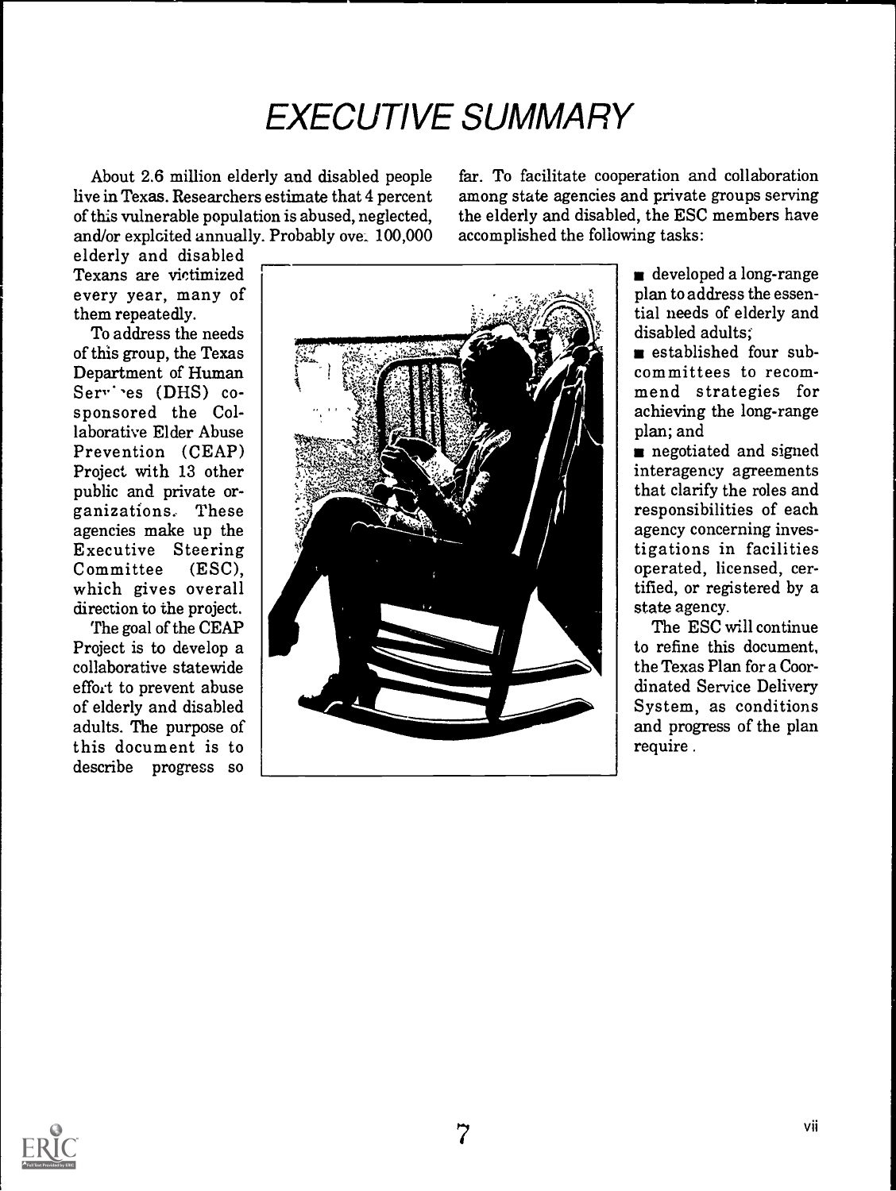# EXECUTIVE SUMMARY

About 2.6 million elderly and disabled people live in Texas. Researchers estimate that 4 percent of this vulnerable population is abused, neglected, and/or exploited annually. Probably over 100,000 elderly and disabled Texans are victimized every year, many of them repeatedly.

To address the needs of this group, the Texas Department of Human Services (DHS) co-sponsored the Collaborative Elder Abuse Prevention (CEAP) Project with 13 other public and private organizations. These agencies make up the Executive Steering Committee (ESC), which gives overall direction to the project.

The goal of the CEAP Project is to develop a collaborative statewide effort to prevent abuse of elderly and disabled adults. The purpose of this document is to describe progress so far. To facilitate cooperation and collaboration among state agencies and private groups serving the elderly and disabled, the ESC members have accomplished the following tasks:

- developed a long-range plan to address the essential needs of elderly and disabled adults;
- established four subcommittees to recommend strategies for achieving the long-range plan; and
- negotiated and signed interagency agreements that clarify the roles and responsibilities of each agency concerning investigations in facilities operated, licensed, certified, or registered by a state agency.

The ESC will continue to refine this document, the Texas Plan for a Coordinated Service Delivery System, as conditions and progress of the plan require.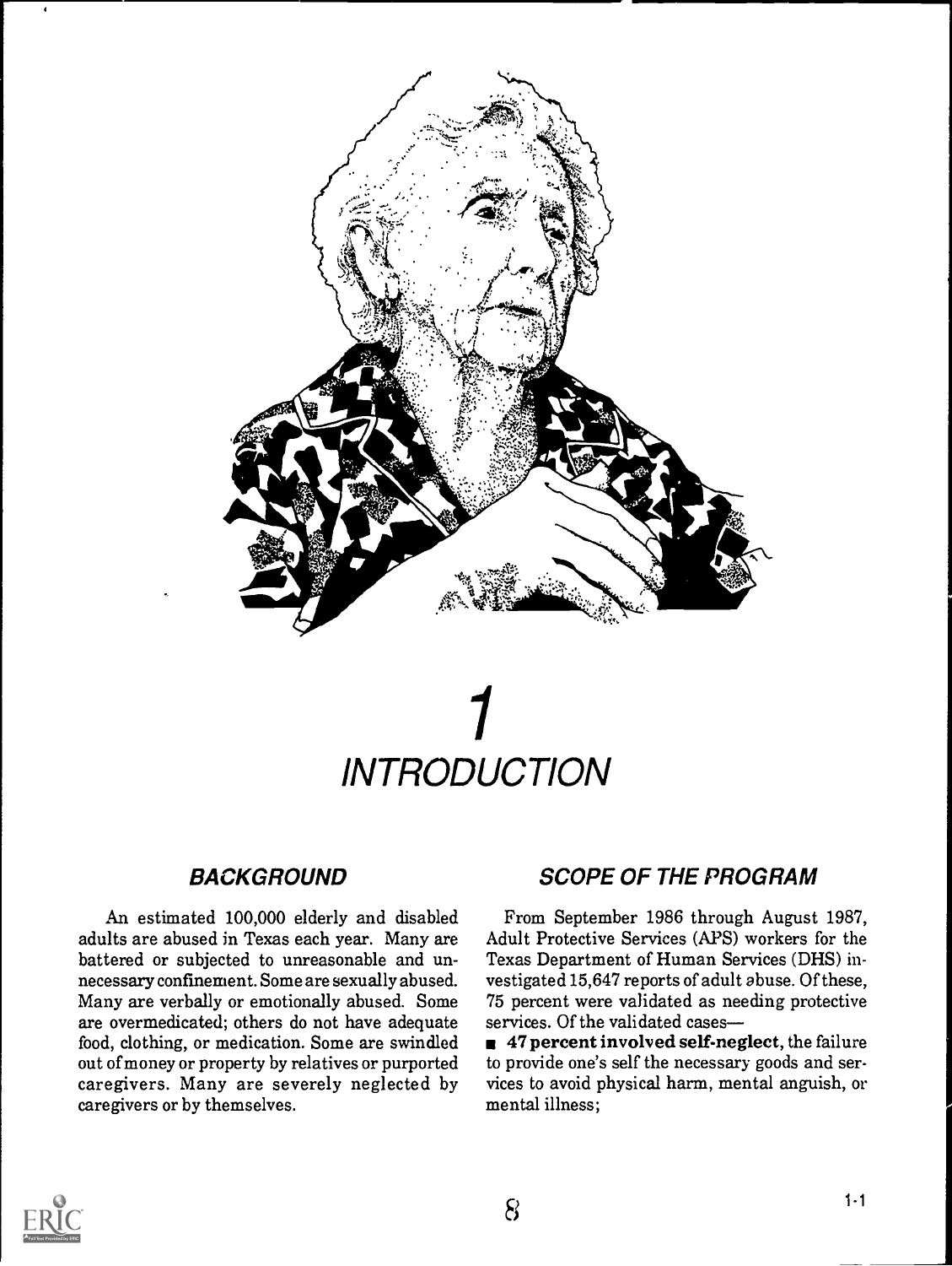# 1
# INTRODUCTION

## BACKGROUND

An estimated 100,000 elderly and disabled adults are abused in Texas each year. Many are battered or subjected to unreasonable and unnecessary confinement. Some are sexually abused. Many are verbally or emotionally abused. Some are overmedicated; others do not have adequate food, clothing, or medication. Some are swindled out of money or property by relatives or purported caregivers. Many are severely neglected by caregivers or by themselves.

## SCOPE OF THE PROGRAM

From September 1986 through August 1987, Adult Protective Services (APS) workers for the Texas Department of Human Services (DHS) investigated 15,647 reports of adult abuse. Of these, 75 percent were validated as needing protective services. Of the validated cases—

- **47 percent involved self-neglect,** the failure to provide one's self the necessary goods and services to avoid physical harm, mental anguish, or mental illness;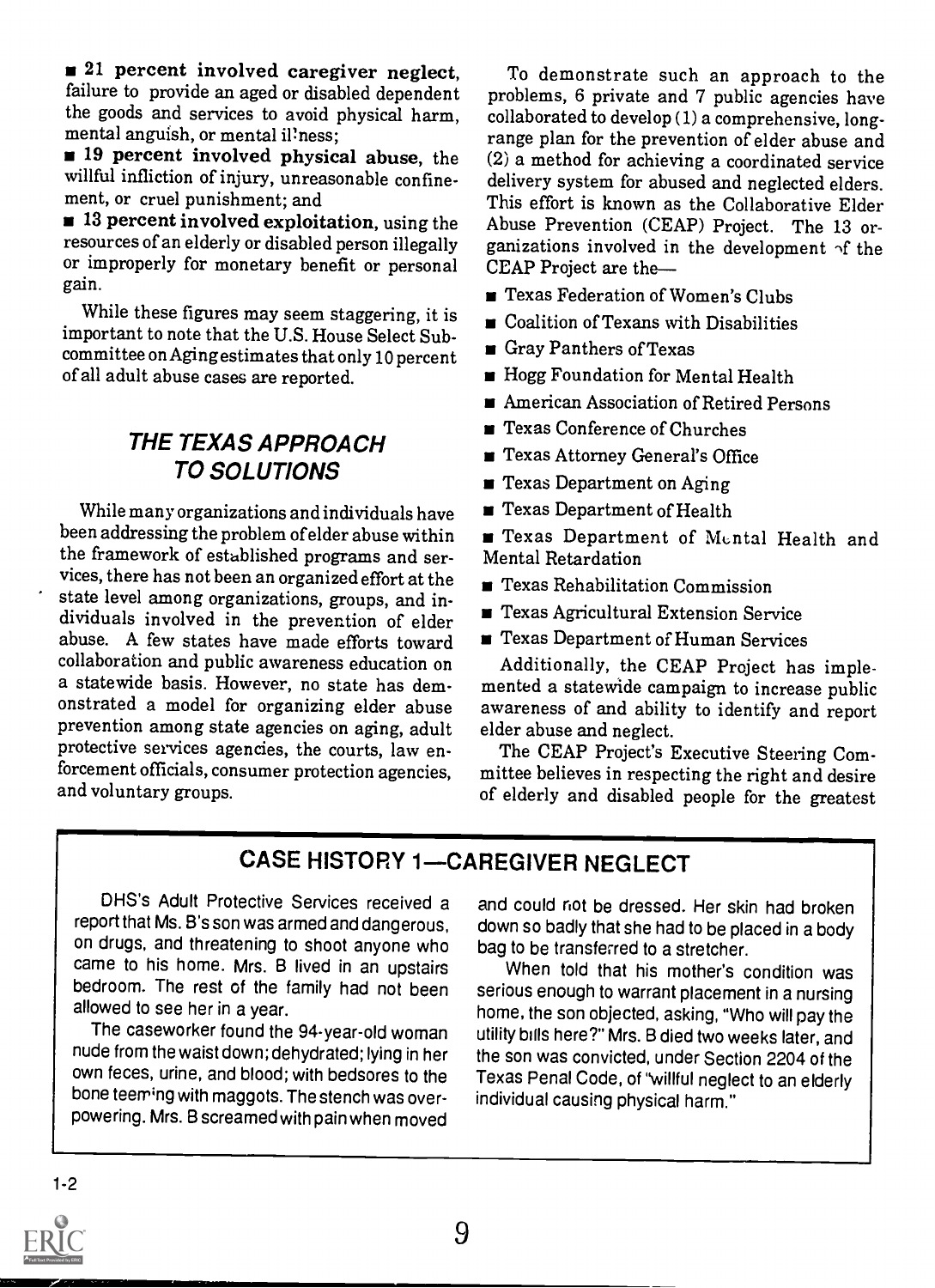- **21 percent involved caregiver neglect,** failure to provide an aged or disabled dependent the goods and services to avoid physical harm, mental anguish, or mental illness;
- **19 percent involved physical abuse,** the willful infliction of injury, unreasonable confinement, or cruel punishment; and
- **13 percent involved exploitation,** using the resources of an elderly or disabled person illegally or improperly for monetary benefit or personal gain.

While these figures may seem staggering, it is important to note that the U.S. House Select Subcommittee on Aging estimates that only 10 percent of all adult abuse cases are reported.

## *THE TEXAS APPROACH TO SOLUTIONS*

While many organizations and individuals have been addressing the problem of elder abuse within the framework of established programs and services, there has not been an organized effort at the state level among organizations, groups, and individuals involved in the prevention of elder abuse. A few states have made efforts toward collaboration and public awareness education on a statewide basis. However, no state has demonstrated a model for organizing elder abuse prevention among state agencies on aging, adult protective services agencies, the courts, law enforcement officials, consumer protection agencies, and voluntary groups.

To demonstrate such an approach to the problems, 6 private and 7 public agencies have collaborated to develop (1) a comprehensive, long-range plan for the prevention of elder abuse and (2) a method for achieving a coordinated service delivery system for abused and neglected elders. This effort is known as the Collaborative Elder Abuse Prevention (CEAP) Project. The 13 organizations involved in the development of the CEAP Project are the—

- Texas Federation of Women's Clubs
- Coalition of Texans with Disabilities
- Gray Panthers of Texas
- Hogg Foundation for Mental Health
- American Association of Retired Persons
- Texas Conference of Churches
- Texas Attorney General's Office
- Texas Department on Aging
- Texas Department of Health
- Texas Department of Mental Health and Mental Retardation
- Texas Rehabilitation Commission
- Texas Agricultural Extension Service
- Texas Department of Human Services

Additionally, the CEAP Project has implemented a statewide campaign to increase public awareness of and ability to identify and report elder abuse and neglect.

The CEAP Project's Executive Steering Committee believes in respecting the right and desire of elderly and disabled people for the greatest

### CASE HISTORY 1—CAREGIVER NEGLECT

DHS's Adult Protective Services received a report that Ms. B's son was armed and dangerous, on drugs, and threatening to shoot anyone who came to his home. Mrs. B lived in an upstairs bedroom. The rest of the family had not been allowed to see her in a year.

The caseworker found the 94-year-old woman nude from the waist down; dehydrated; lying in her own feces, urine, and blood; with bedsores to the bone teeming with maggots. The stench was overpowering. Mrs. B screamed with pain when moved and could not be dressed. Her skin had broken down so badly that she had to be placed in a body bag to be transferred to a stretcher.

When told that his mother's condition was serious enough to warrant placement in a nursing home, the son objected, asking, "Who will pay the utility bills here?" Mrs. B died two weeks later, and the son was convicted, under Section 2204 of the Texas Penal Code, of "willful neglect to an elderly individual causing physical harm."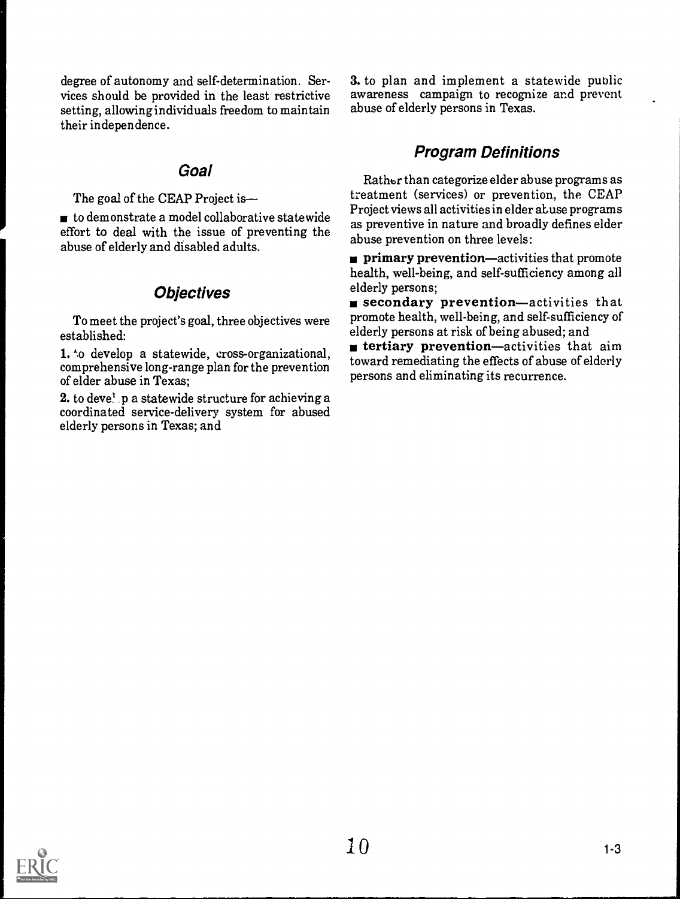degree of autonomy and self-determination. Services should be provided in the least restrictive setting, allowing individuals freedom to maintain their independence.

## *Goal*

The goal of the CEAP Project is—

- to demonstrate a model collaborative statewide effort to deal with the issue of preventing the abuse of elderly and disabled adults.

## *Objectives*

To meet the project's goal, three objectives were established:

1. to develop a statewide, cross-organizational, comprehensive long-range plan for the prevention of elder abuse in Texas;

2. to develop a statewide structure for achieving a coordinated service-delivery system for abused elderly persons in Texas; and

3. to plan and implement a statewide public awareness campaign to recognize and prevent abuse of elderly persons in Texas.

## *Program Definitions*

Rather than categorize elder abuse programs as treatment (services) or prevention, the CEAP Project views all activities in elder abuse programs as preventive in nature and broadly defines elder abuse prevention on three levels:

- **primary prevention**—activities that promote health, well-being, and self-sufficiency among all elderly persons;
- **secondary prevention**—activities that promote health, well-being, and self-sufficiency of elderly persons at risk of being abused; and
- **tertiary prevention**—activities that aim toward remediating the effects of abuse of elderly persons and eliminating its recurrence.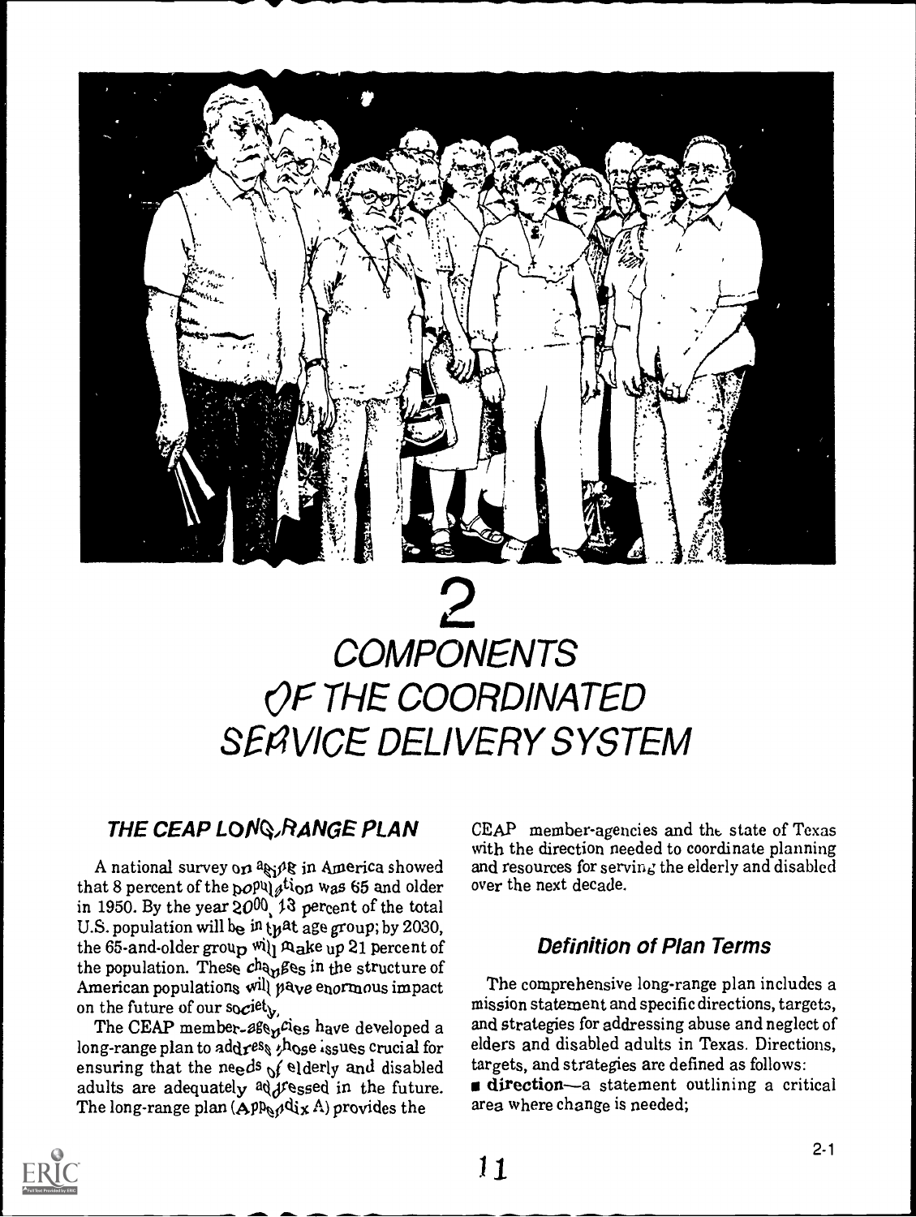# 2 COMPONENTS OF THE COORDINATED SERVICE DELIVERY SYSTEM

## THE CEAP LONG-RANGE PLAN

A national survey on aging in America showed that 8 percent of the population was 65 and older in 1950. By the year 2000, 13 percent of the total U.S. population will be in that age group; by 2030, the 65-and-older group will make up 21 percent of the population. These changes in the structure of American populations will have enormous impact on the future of our society.

The CEAP member-agencies have developed a long-range plan to address those issues crucial for ensuring that the needs of elderly and disabled adults are adequately addressed in the future. The long-range plan (Appendix A) provides the CEAP member-agencies and the state of Texas with the direction needed to coordinate planning and resources for serving the elderly and disabled over the next decade.

### Definition of Plan Terms

The comprehensive long-range plan includes a mission statement and specific directions, targets, and strategies for addressing abuse and neglect of elders and disabled adults in Texas. Directions, targets, and strategies are defined as follows:

- **direction**—a statement outlining a critical area where change is needed;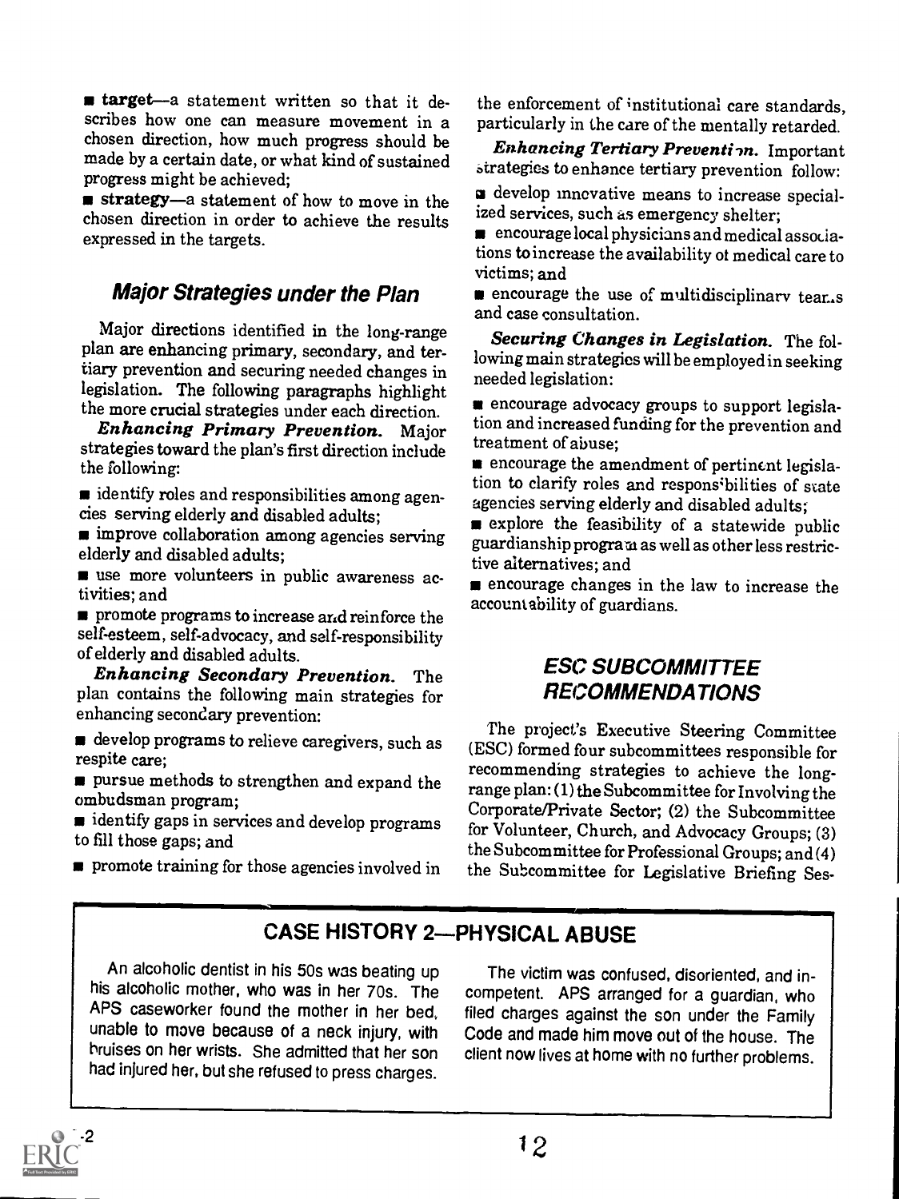- **target**—a statement written so that it describes how one can measure movement in a chosen direction, how much progress should be made by a certain date, or what kind of sustained progress might be achieved;
- **strategy**—a statement of how to move in the chosen direction in order to achieve the results expressed in the targets.

## Major Strategies under the Plan

Major directions identified in the long-range plan are enhancing primary, secondary, and tertiary prevention and securing needed changes in legislation. The following paragraphs highlight the more crucial strategies under each direction.

***Enhancing Primary Prevention.*** Major strategies toward the plan's first direction include the following:

- identify roles and responsibilities among agencies serving elderly and disabled adults;
- improve collaboration among agencies serving elderly and disabled adults;
- use more volunteers in public awareness activities; and
- promote programs to increase and reinforce the self-esteem, self-advocacy, and self-responsibility of elderly and disabled adults.

***Enhancing Secondary Prevention.*** The plan contains the following main strategies for enhancing secondary prevention:

- develop programs to relieve caregivers, such as respite care;
- pursue methods to strengthen and expand the ombudsman program;
- identify gaps in services and develop programs to fill those gaps; and
- promote training for those agencies involved in the enforcement of institutional care standards, particularly in the care of the mentally retarded.

***Enhancing Tertiary Prevention.*** Important strategies to enhance tertiary prevention follow:

- develop innovative means to increase specialized services, such as emergency shelter;
- encourage local physicians and medical associations to increase the availability of medical care to victims; and
- encourage the use of multidisciplinary teams and case consultation.

***Securing Changes in Legislation.*** The following main strategies will be employed in seeking needed legislation:

- encourage advocacy groups to support legislation and increased funding for the prevention and treatment of abuse;
- encourage the amendment of pertinent legislation to clarify roles and responsibilities of state agencies serving elderly and disabled adults;
- explore the feasibility of a statewide public guardianship program as well as other less restrictive alternatives; and
- encourage changes in the law to increase the accountability of guardians.

## ESC SUBCOMMITTEE RECOMMENDATIONS

The project's Executive Steering Committee (ESC) formed four subcommittees responsible for recommending strategies to achieve the long-range plan: (1) the Subcommittee for Involving the Corporate/Private Sector; (2) the Subcommittee for Volunteer, Church, and Advocacy Groups; (3) the Subcommittee for Professional Groups; and (4) the Subcommittee for Legislative Briefing Ses-

### CASE HISTORY 2—PHYSICAL ABUSE

An alcoholic dentist in his 50s was beating up his alcoholic mother, who was in her 70s. The APS caseworker found the mother in her bed, unable to move because of a neck injury, with bruises on her wrists. She admitted that her son had injured her, but she refused to press charges.

The victim was confused, disoriented, and incompetent. APS arranged for a guardian, who filed charges against the son under the Family Code and made him move out of the house. The client now lives at home with no further problems.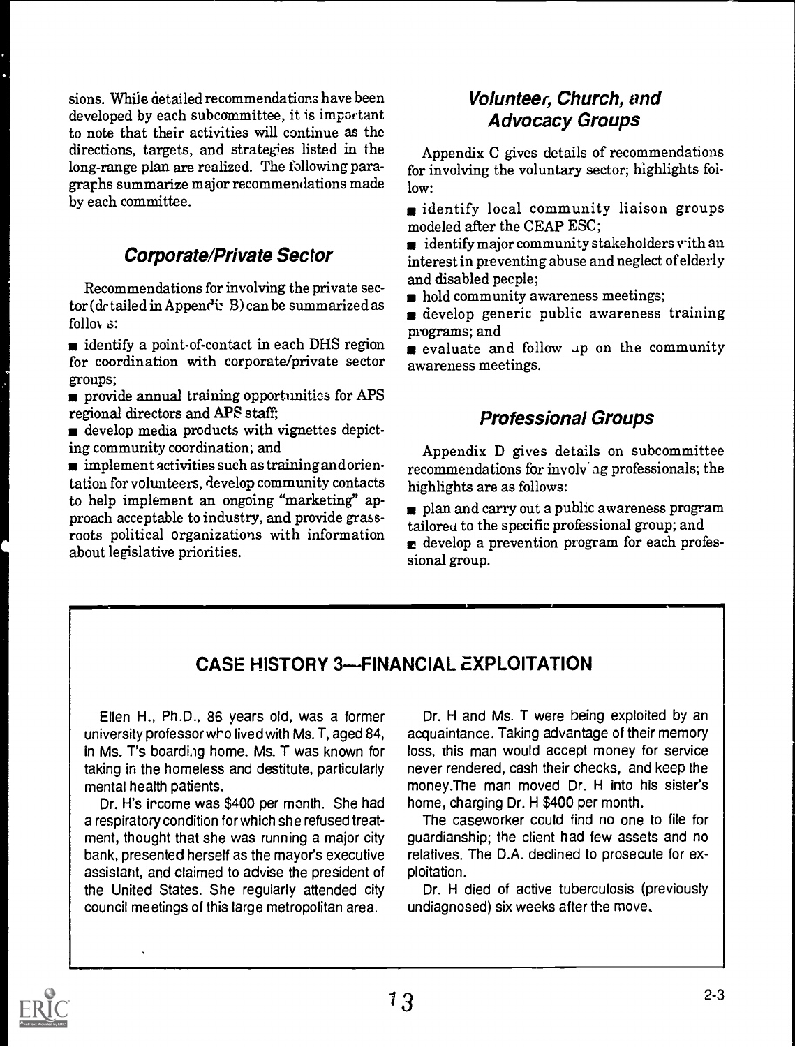sions. While detailed recommendations have been developed by each subcommittee, it is important to note that their activities will continue as the directions, targets, and strategies listed in the long-range plan are realized. The following paragraphs summarize major recommendations made by each committee.

### *Corporate/Private Sector*

Recommendations for involving the private sector (detailed in Appendix B) can be summarized as follows:

- identify a point-of-contact in each DHS region for coordination with corporate/private sector groups;
- provide annual training opportunities for APS regional directors and APS staff;
- develop media products with vignettes depicting community coordination; and
- implement activities such as training and orientation for volunteers, develop community contacts to help implement an ongoing "marketing" approach acceptable to industry, and provide grassroots political organizations with information about legislative priorities.

### *Volunteer, Church, and Advocacy Groups*

Appendix C gives details of recommendations for involving the voluntary sector; highlights follow:

- identify local community liaison groups modeled after the CEAP ESC;
- identify major community stakeholders with an interest in preventing abuse and neglect of elderly and disabled people;
- hold community awareness meetings;
- develop generic public awareness training programs; and
- evaluate and follow up on the community awareness meetings.

### *Professional Groups*

Appendix D gives details on subcommittee recommendations for involving professionals; the highlights are as follows:

- plan and carry out a public awareness program tailored to the specific professional group; and
- develop a prevention program for each professional group.

## CASE HISTORY 3—FINANCIAL EXPLOITATION

Ellen H., Ph.D., 86 years old, was a former university professor who lived with Ms. T, aged 84, in Ms. T's boarding home. Ms. T was known for taking in the homeless and destitute, particularly mental health patients.

Dr. H's income was $400 per month. She had a respiratory condition for which she refused treatment, thought that she was running a major city bank, presented herself as the mayor's executive assistant, and claimed to advise the president of the United States. She regularly attended city council meetings of this large metropolitan area.

Dr. H and Ms. T were being exploited by an acquaintance. Taking advantage of their memory loss, this man would accept money for service never rendered, cash their checks, and keep the money.The man moved Dr. H into his sister's home, charging Dr. H $400 per month.

The caseworker could find no one to file for guardianship; the client had few assets and no relatives. The D.A. declined to prosecute for exploitation.

Dr. H died of active tuberculosis (previously undiagnosed) six weeks after the move.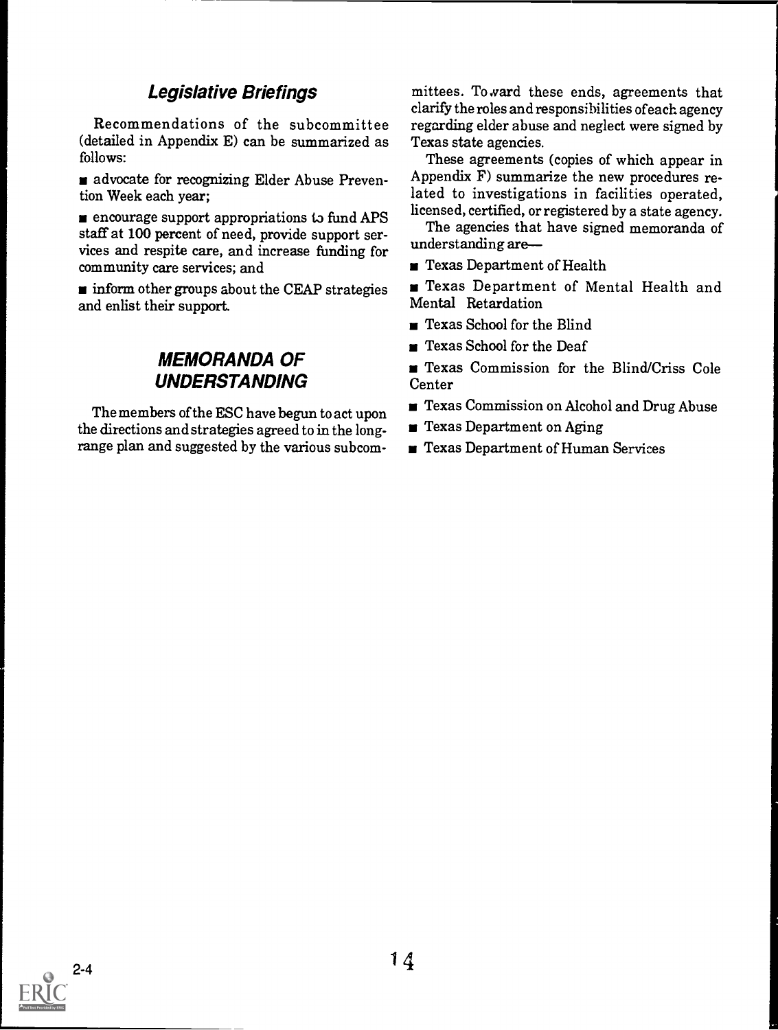### *Legislative Briefings*

Recommendations of the subcommittee (detailed in Appendix E) can be summarized as follows:

- advocate for recognizing Elder Abuse Prevention Week each year;
- encourage support appropriations to fund APS staff at 100 percent of need, provide support services and respite care, and increase funding for community care services; and
- inform other groups about the CEAP strategies and enlist their support.

## *MEMORANDA OF UNDERSTANDING*

The members of the ESC have begun to act upon the directions and strategies agreed to in the long-range plan and suggested by the various subcommittees. Toward these ends, agreements that clarify the roles and responsibilities of each agency regarding elder abuse and neglect were signed by Texas state agencies.

These agreements (copies of which appear in Appendix F) summarize the new procedures related to investigations in facilities operated, licensed, certified, or registered by a state agency.

The agencies that have signed memoranda of understanding are—

- Texas Department of Health
- Texas Department of Mental Health and Mental Retardation
- Texas School for the Blind
- Texas School for the Deaf
- Texas Commission for the Blind/Criss Cole Center
- Texas Commission on Alcohol and Drug Abuse
- Texas Department on Aging
- Texas Department of Human Services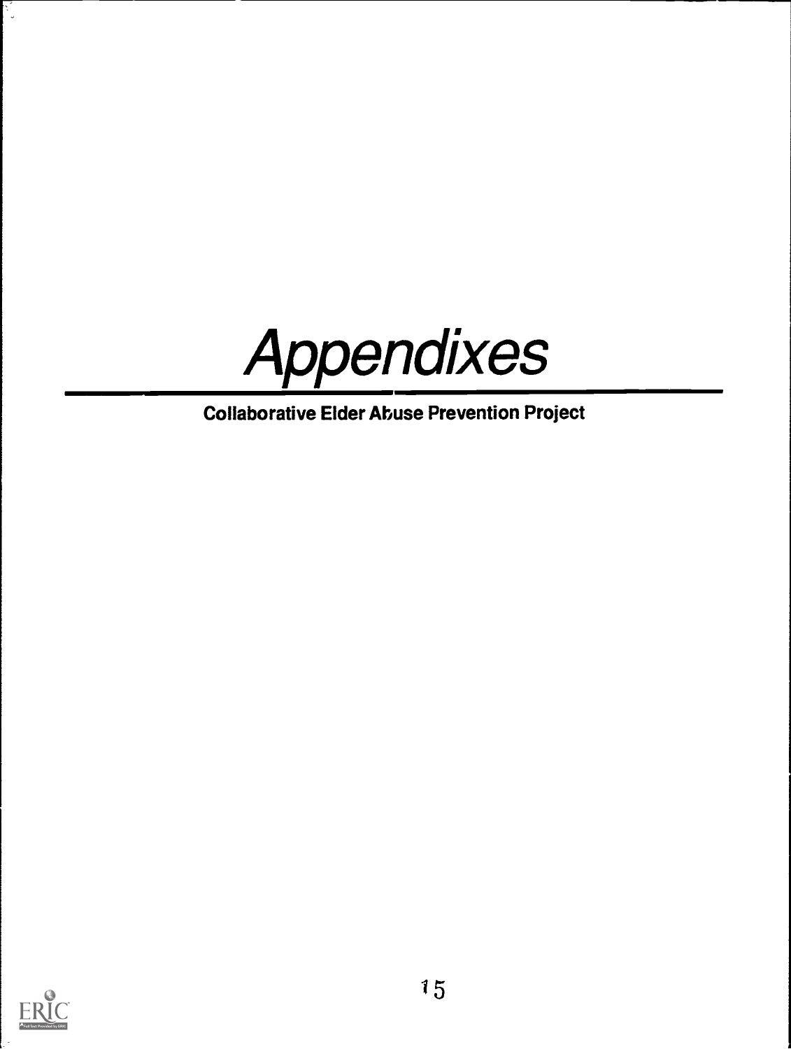# *Appendixes*

**Collaborative Elder Abuse Prevention Project**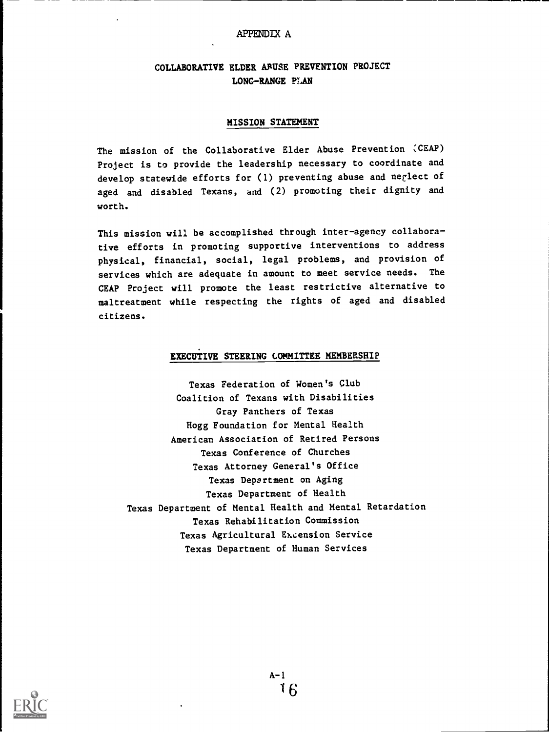APPENDIX A

# COLLABORATIVE ELDER ABUSE PREVENTION PROJECT
# LONG-RANGE PLAN

## MISSION STATEMENT

The mission of the Collaborative Elder Abuse Prevention (CEAP) Project is to provide the leadership necessary to coordinate and develop statewide efforts for (1) preventing abuse and neglect of aged and disabled Texans, and (2) promoting their dignity and worth.

This mission will be accomplished through inter-agency collaborative efforts in promoting supportive interventions to address physical, financial, social, legal problems, and provision of services which are adequate in amount to meet service needs. The CEAP Project will promote the least restrictive alternative to maltreatment while respecting the rights of aged and disabled citizens.

## EXECUTIVE STEERING COMMITTEE MEMBERSHIP

Texas Federation of Women's Club
Coalition of Texans with Disabilities
Gray Panthers of Texas
Hogg Foundation for Mental Health
American Association of Retired Persons
Texas Conference of Churches
Texas Attorney General's Office
Texas Department on Aging
Texas Department of Health
Texas Department of Mental Health and Mental Retardation
Texas Rehabilitation Commission
Texas Agricultural Extension Service
Texas Department of Human Services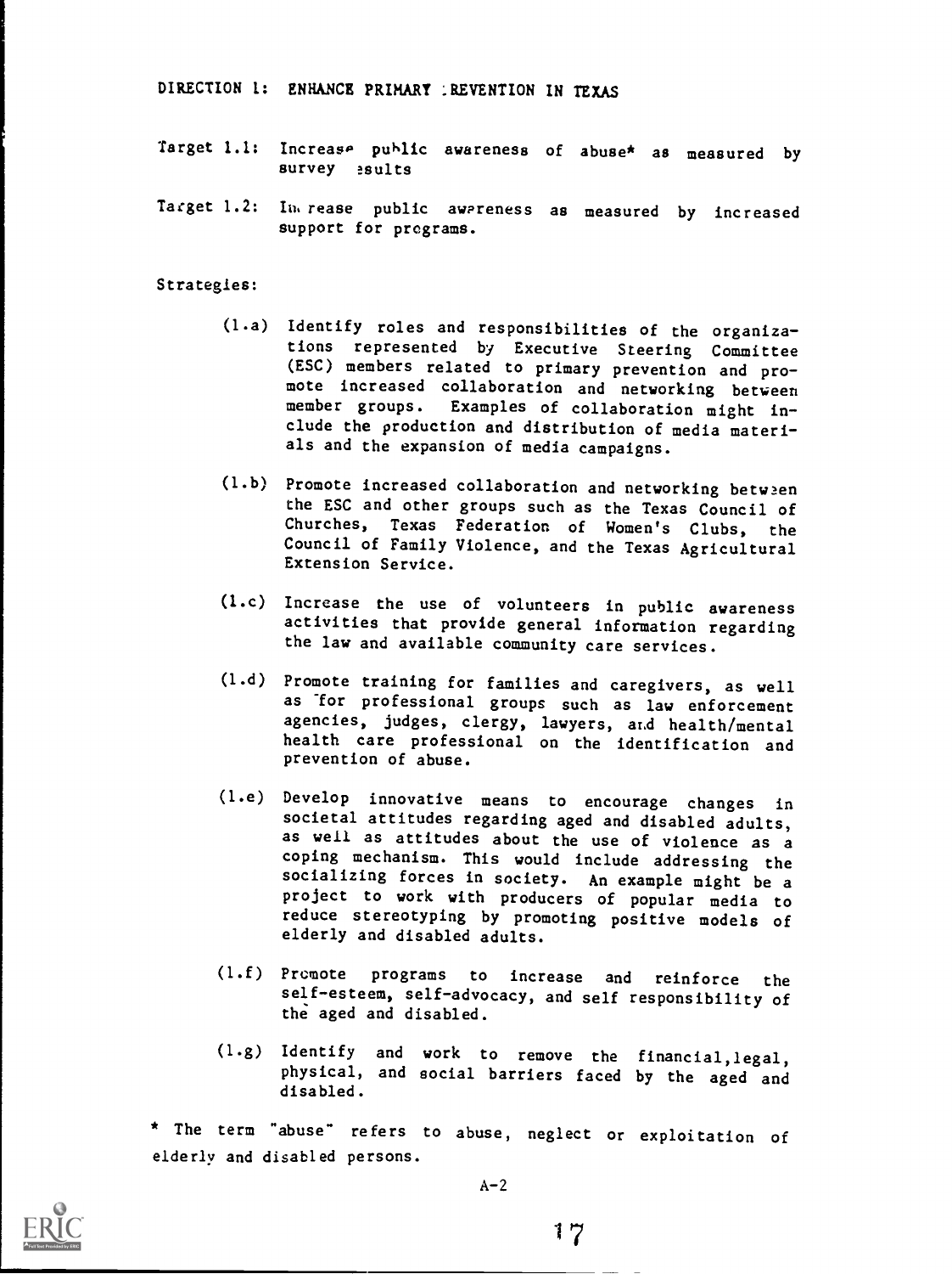## DIRECTION 1: ENHANCE PRIMARY PREVENTION IN TEXAS

Target 1.1: Increase public awareness of abuse* as measured by survey results

Target 1.2: Increase public awareness as measured by increased support for programs.

Strategies:

(1.a) Identify roles and responsibilities of the organizations represented by Executive Steering Committee (ESC) members related to primary prevention and promote increased collaboration and networking between member groups. Examples of collaboration might include the production and distribution of media materials and the expansion of media campaigns.

(1.b) Promote increased collaboration and networking between the ESC and other groups such as the Texas Council of Churches, Texas Federation of Women's Clubs, the Council of Family Violence, and the Texas Agricultural Extension Service.

(1.c) Increase the use of volunteers in public awareness activities that provide general information regarding the law and available community care services.

(1.d) Promote training for families and caregivers, as well as for professional groups such as law enforcement agencies, judges, clergy, lawyers, and health/mental health care professional on the identification and prevention of abuse.

(1.e) Develop innovative means to encourage changes in societal attitudes regarding aged and disabled adults, as well as attitudes about the use of violence as a coping mechanism. This would include addressing the socializing forces in society. An example might be a project to work with producers of popular media to reduce stereotyping by promoting positive models of elderly and disabled adults.

(1.f) Promote programs to increase and reinforce the self-esteem, self-advocacy, and self responsibility of the aged and disabled.

(1.g) Identify and work to remove the financial, legal, physical, and social barriers faced by the aged and disabled.

* The term "abuse" refers to abuse, neglect or exploitation of elderly and disabled persons.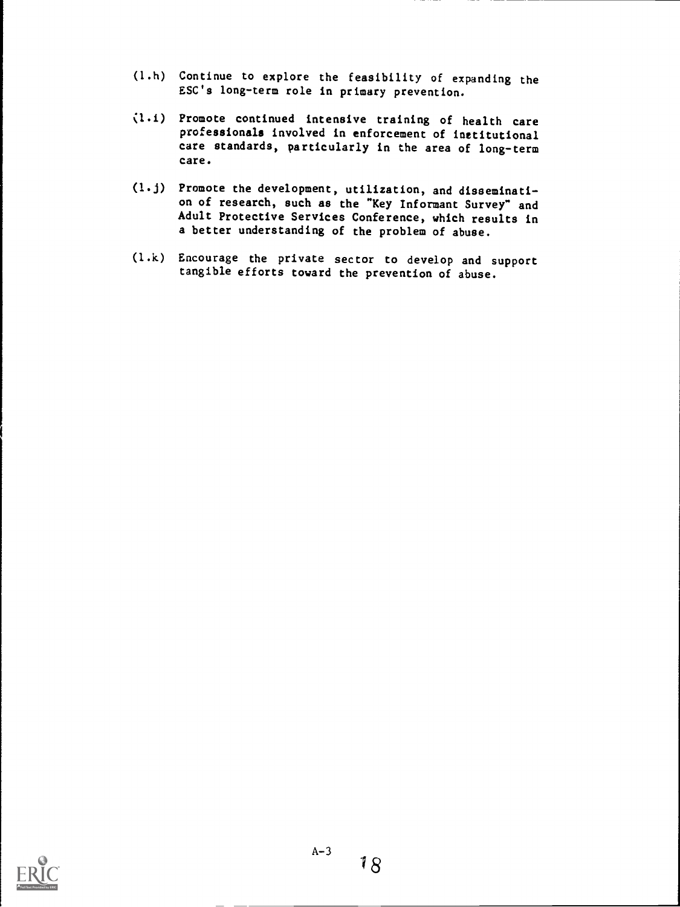(1.h) Continue to explore the feasibility of expanding the ESC's long-term role in primary prevention.

(1.i) Promote continued intensive training of health care professionals involved in enforcement of institutional care standards, particularly in the area of long-term care.

(1.j) Promote the development, utilization, and dissemination of research, such as the "Key Informant Survey" and Adult Protective Services Conference, which results in a better understanding of the problem of abuse.

(1.k) Encourage the private sector to develop and support tangible efforts toward the prevention of abuse.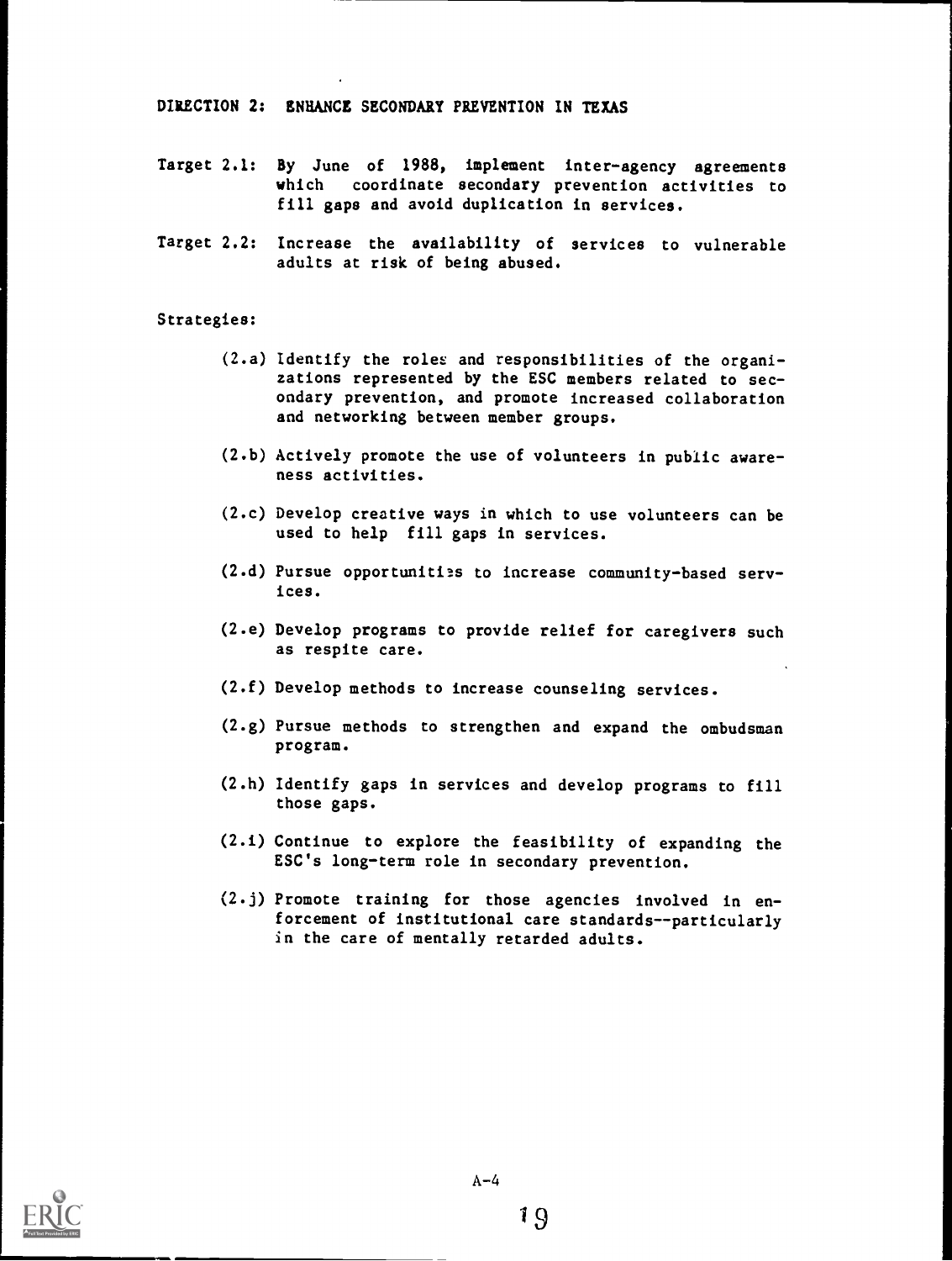## DIRECTION 2: ENHANCE SECONDARY PREVENTION IN TEXAS

Target 2.1: By June of 1988, implement inter-agency agreements which coordinate secondary prevention activities to fill gaps and avoid duplication in services.

Target 2.2: Increase the availability of services to vulnerable adults at risk of being abused.

Strategies:

(2.a) Identify the roles and responsibilities of the organizations represented by the ESC members related to secondary prevention, and promote increased collaboration and networking between member groups.

(2.b) Actively promote the use of volunteers in public awareness activities.

(2.c) Develop creative ways in which to use volunteers can be used to help fill gaps in services.

(2.d) Pursue opportunities to increase community-based services.

(2.e) Develop programs to provide relief for caregivers such as respite care.

(2.f) Develop methods to increase counseling services.

(2.g) Pursue methods to strengthen and expand the ombudsman program.

(2.h) Identify gaps in services and develop programs to fill those gaps.

(2.i) Continue to explore the feasibility of expanding the ESC's long-term role in secondary prevention.

(2.j) Promote training for those agencies involved in enforcement of institutional care standards--particularly in the care of mentally retarded adults.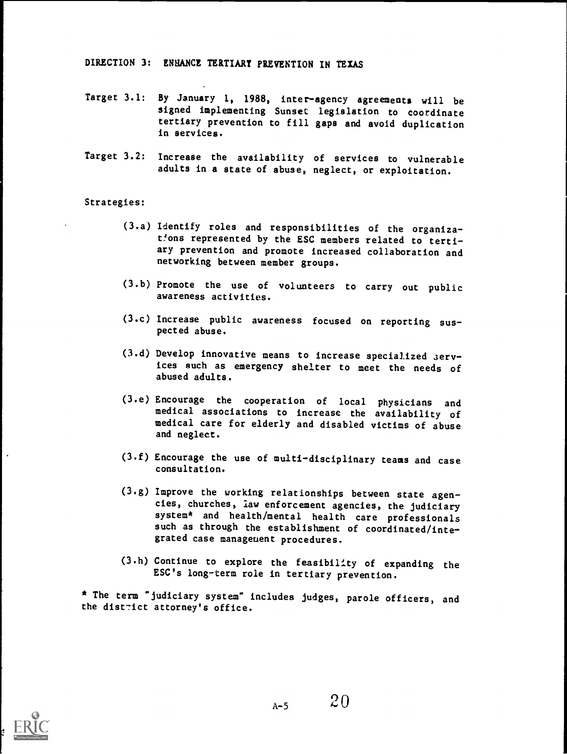## DIRECTION 3: ENHANCE TERTIARY PREVENTION IN TEXAS

**Target 3.1:** By January 1, 1988, inter-agency agreements will be signed implementing Sunset legislation to coordinate tertiary prevention to fill gaps and avoid duplication in services.

**Target 3.2:** Increase the availability of services to vulnerable adults in a state of abuse, neglect, or exploitation.

Strategies:

(3.a) Identify roles and responsibilities of the organizations represented by the ESC members related to tertiary prevention and promote increased collaboration and networking between member groups.

(3.b) Promote the use of volunteers to carry out public awareness activities.

(3.c) Increase public awareness focused on reporting suspected abuse.

(3.d) Develop innovative means to increase specialized services such as emergency shelter to meet the needs of abused adults.

(3.e) Encourage the cooperation of local physicians and medical associations to increase the availability of medical care for elderly and disabled victims of abuse and neglect.

(3.f) Encourage the use of multi-disciplinary teams and case consultation.

(3.g) Improve the working relationships between state agencies, churches, law enforcement agencies, the judiciary system* and health/mental health care professionals such as through the establishment of coordinated/integrated case management procedures.

(3.h) Continue to explore the feasibility of expanding the ESC's long-term role in tertiary prevention.

* The term "judiciary system" includes judges, parole officers, and the district attorney's office.

A-5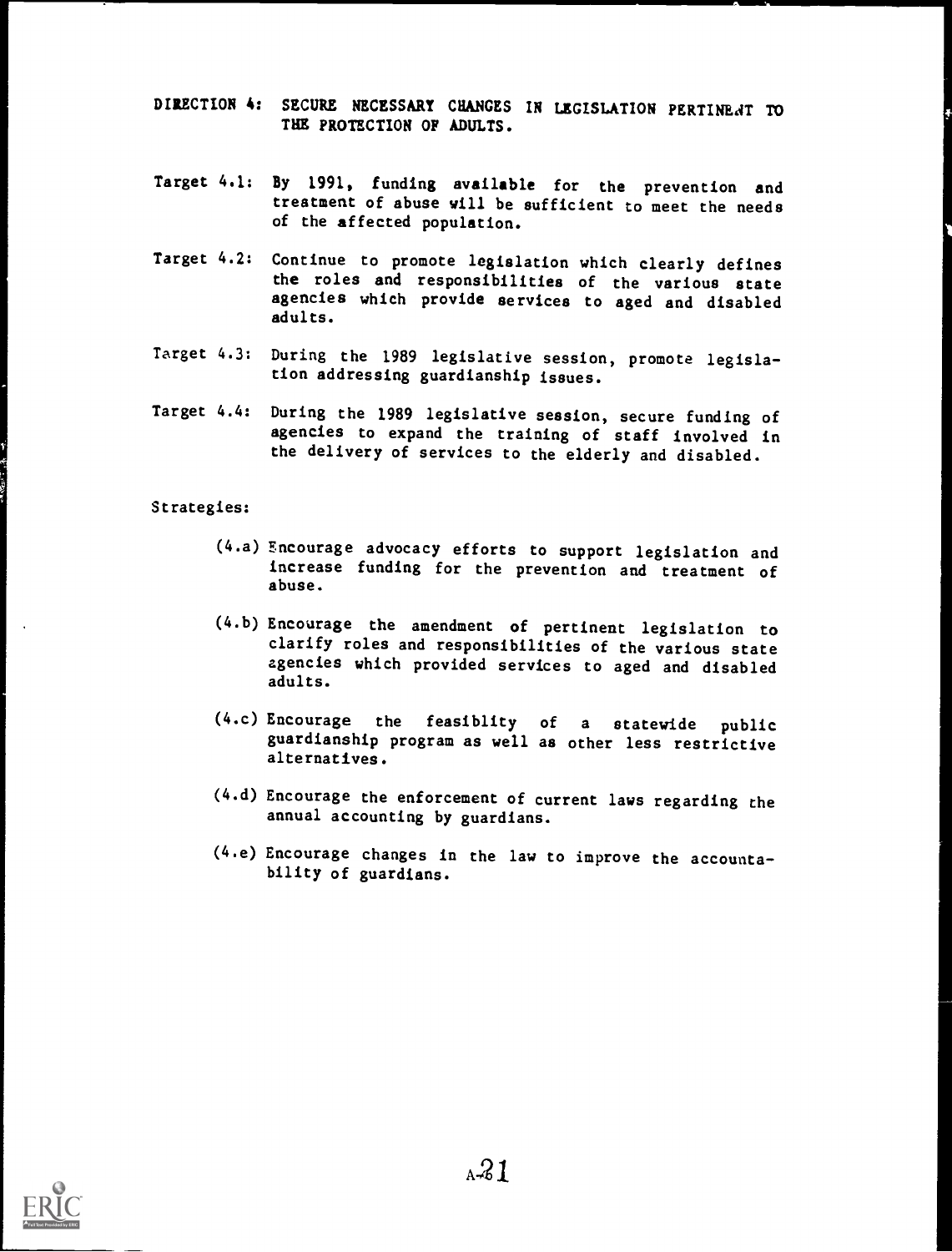DIRECTION 4: SECURE NECESSARY CHANGES IN LEGISLATION PERTINENT TO THE PROTECTION OF ADULTS.

Target 4.1: By 1991, funding available for the prevention and treatment of abuse will be sufficient to meet the needs of the affected population.

Target 4.2: Continue to promote legislation which clearly defines the roles and responsibilities of the various state agencies which provide services to aged and disabled adults.

Target 4.3: During the 1989 legislative session, promote legislation addressing guardianship issues.

Target 4.4: During the 1989 legislative session, secure funding of agencies to expand the training of staff involved in the delivery of services to the elderly and disabled.

Strategies:

(4.a) Encourage advocacy efforts to support legislation and increase funding for the prevention and treatment of abuse.

(4.b) Encourage the amendment of pertinent legislation to clarify roles and responsibilities of the various state agencies which provided services to aged and disabled adults.

(4.c) Encourage the feasiblity of a statewide public guardianship program as well as other less restrictive alternatives.

(4.d) Encourage the enforcement of current laws regarding the annual accounting by guardians.

(4.e) Encourage changes in the law to improve the accountability of guardians.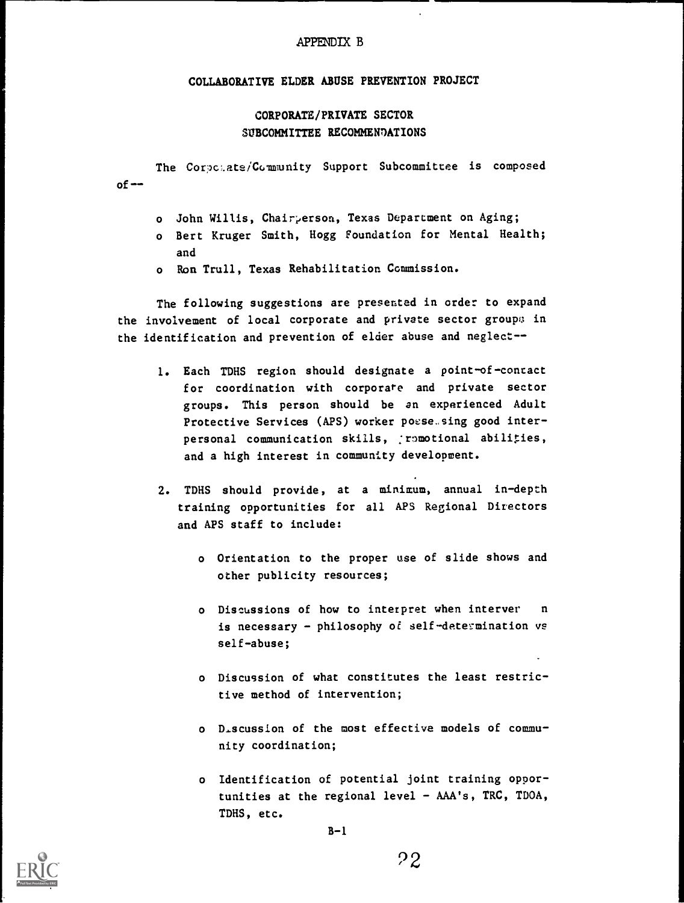APPENDIX B

COLLABORATIVE ELDER ABUSE PREVENTION PROJECT

CORPORATE/PRIVATE SECTOR
SUBCOMMITTEE RECOMMENDATIONS

The Corporate/Community Support Subcommittee is composed of--

- John Willis, Chairperson, Texas Department on Aging;
- Bert Kruger Smith, Hogg Foundation for Mental Health; and
- Ron Trull, Texas Rehabilitation Commission.

The following suggestions are presented in order to expand the involvement of local corporate and private sector groups in the identification and prevention of elder abuse and neglect--

1. Each TDHS region should designate a point-of-contact for coordination with corporate and private sector groups. This person should be an experienced Adult Protective Services (APS) worker possessing good interpersonal communication skills, promotional abilities, and a high interest in community development.

2. TDHS should provide, at a minimum, annual in-depth training opportunities for all APS Regional Directors and APS staff to include:

   - Orientation to the proper use of slide shows and other publicity resources;

   - Discussions of how to interpret when intervention is necessary - philosophy of self-determination vs self-abuse;

   - Discussion of what constitutes the least restrictive method of intervention;

   - Discussion of the most effective models of community coordination;

   - Identification of potential joint training opportunities at the regional level - AAA's, TRC, TDOA, TDHS, etc.

B-1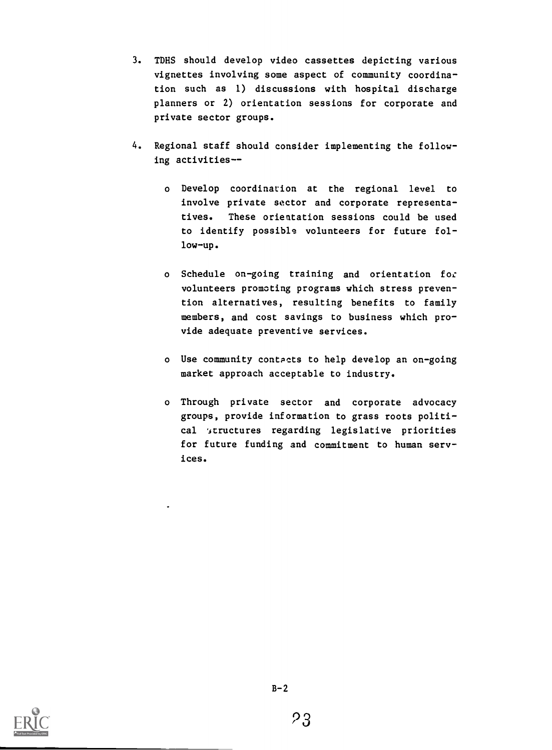3. TDHS should develop video cassettes depicting various vignettes involving some aspect of community coordination such as 1) discussions with hospital discharge planners or 2) orientation sessions for corporate and private sector groups.

4. Regional staff should consider implementing the following activities--

   - Develop coordination at the regional level to involve private sector and corporate representatives. These orientation sessions could be used to identify possible volunteers for future follow-up.

   - Schedule on-going training and orientation for volunteers promoting programs which stress prevention alternatives, resulting benefits to family members, and cost savings to business which provide adequate preventive services.

   - Use community contacts to help develop an on-going market approach acceptable to industry.

   - Through private sector and corporate advocacy groups, provide information to grass roots political structures regarding legislative priorities for future funding and commitment to human services.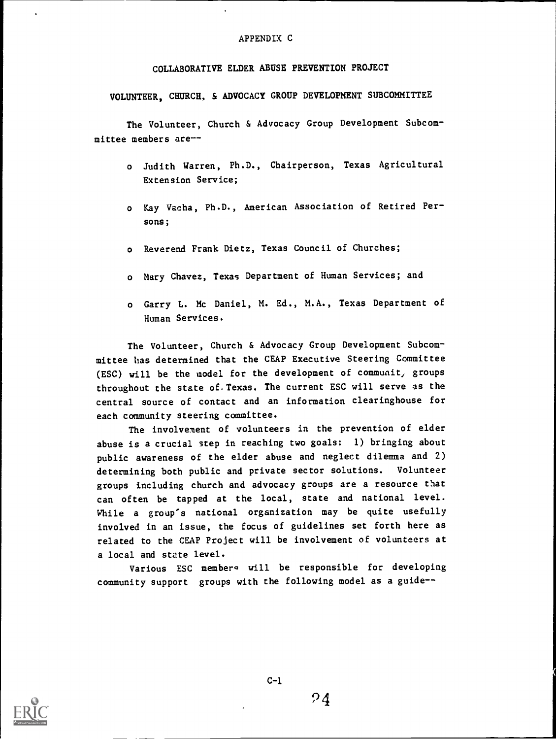# APPENDIX C

## COLLABORATIVE ELDER ABUSE PREVENTION PROJECT

### VOLUNTEER, CHURCH, & ADVOCACY GROUP DEVELOPMENT SUBCOMMITTEE

The Volunteer, Church & Advocacy Group Development Subcommittee members are--

- Judith Warren, Ph.D., Chairperson, Texas Agricultural Extension Service;
- Kay Vacha, Ph.D., American Association of Retired Persons;
- Reverend Frank Dietz, Texas Council of Churches;
- Mary Chavez, Texas Department of Human Services; and
- Garry L. Mc Daniel, M. Ed., M.A., Texas Department of Human Services.

The Volunteer, Church & Advocacy Group Development Subcommittee has determined that the CEAP Executive Steering Committee (ESC) will be the model for the development of community groups throughout the state of Texas. The current ESC will serve as the central source of contact and an information clearinghouse for each community steering committee.

The involvement of volunteers in the prevention of elder abuse is a crucial step in reaching two goals: 1) bringing about public awareness of the elder abuse and neglect dilemma and 2) determining both public and private sector solutions. Volunteer groups including church and advocacy groups are a resource that can often be tapped at the local, state and national level. While a group's national organization may be quite usefully involved in an issue, the focus of guidelines set forth here as related to the CEAP Project will be involvement of volunteers at a local and state level.

Various ESC members will be responsible for developing community support groups with the following model as a guide--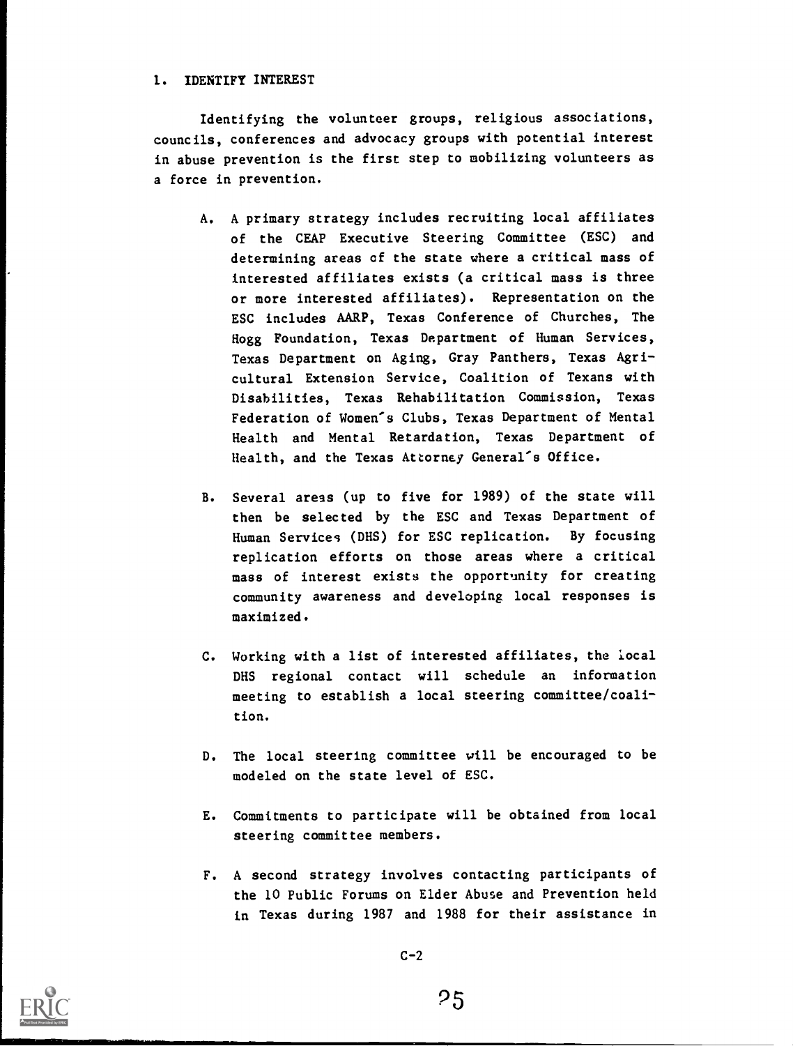1. IDENTIFY INTEREST

Identifying the volunteer groups, religious associations, councils, conferences and advocacy groups with potential interest in abuse prevention is the first step to mobilizing volunteers as a force in prevention.

A. A primary strategy includes recruiting local affiliates of the CEAP Executive Steering Committee (ESC) and determining areas of the state where a critical mass of interested affiliates exists (a critical mass is three or more interested affiliates). Representation on the ESC includes AARP, Texas Conference of Churches, The Hogg Foundation, Texas Department of Human Services, Texas Department on Aging, Gray Panthers, Texas Agricultural Extension Service, Coalition of Texans with Disabilities, Texas Rehabilitation Commission, Texas Federation of Women's Clubs, Texas Department of Mental Health and Mental Retardation, Texas Department of Health, and the Texas Attorney General's Office.

B. Several areas (up to five for 1989) of the state will then be selected by the ESC and Texas Department of Human Services (DHS) for ESC replication. By focusing replication efforts on those areas where a critical mass of interest exists the opportunity for creating community awareness and developing local responses is maximized.

C. Working with a list of interested affiliates, the local DHS regional contact will schedule an information meeting to establish a local steering committee/coalition.

D. The local steering committee will be encouraged to be modeled on the state level of ESC.

E. Commitments to participate will be obtained from local steering committee members.

F. A second strategy involves contacting participants of the 10 Public Forums on Elder Abuse and Prevention held in Texas during 1987 and 1988 for their assistance in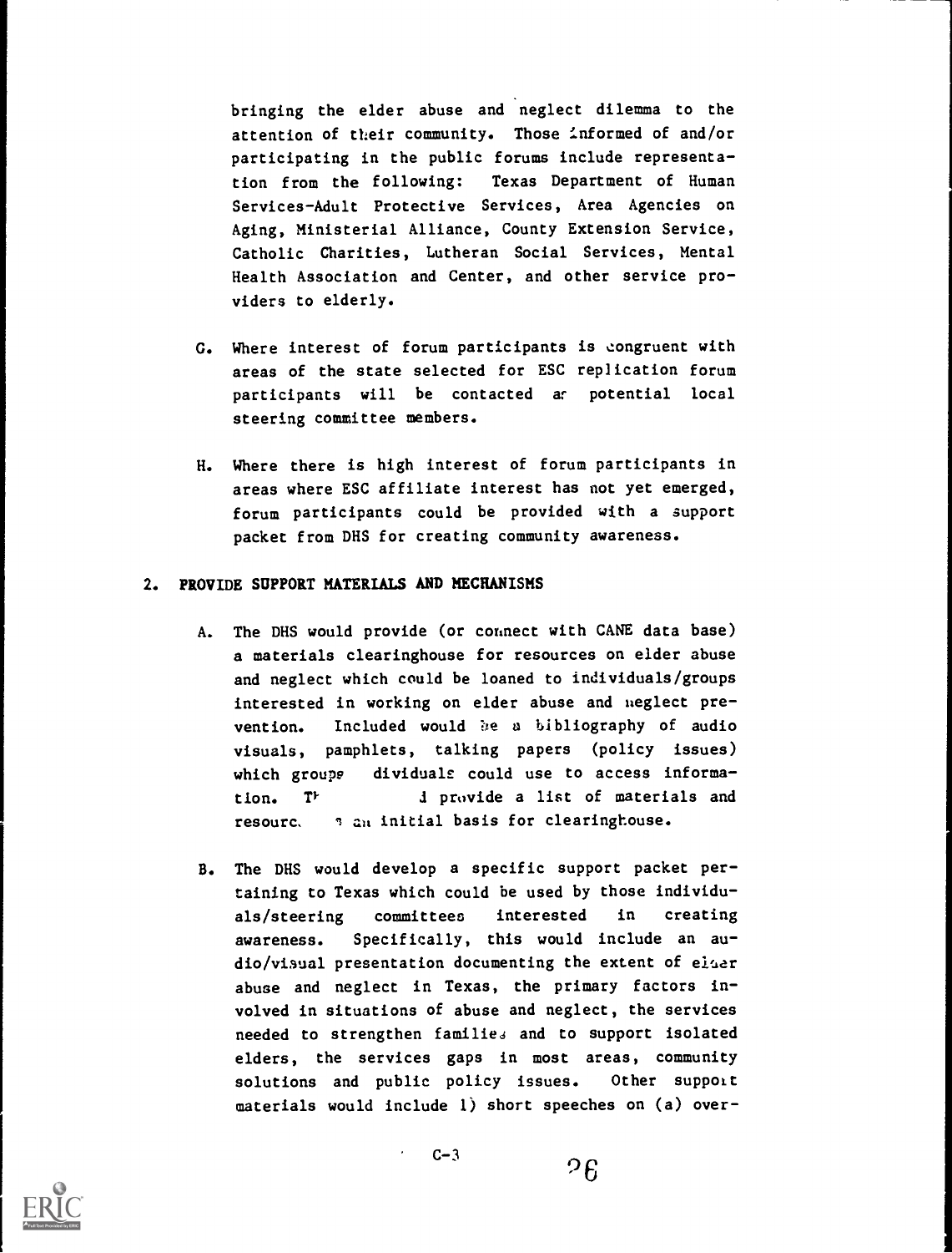bringing the elder abuse and neglect dilemma to the attention of their community. Those informed of and/or participating in the public forums include representation from the following: Texas Department of Human Services-Adult Protective Services, Area Agencies on Aging, Ministerial Alliance, County Extension Service, Catholic Charities, Lutheran Social Services, Mental Health Association and Center, and other service providers to elderly.

G. Where interest of forum participants is congruent with areas of the state selected for ESC replication forum participants will be contacted as potential local steering committee members.

H. Where there is high interest of forum participants in areas where ESC affiliate interest has not yet emerged, forum participants could be provided with a support packet from DHS for creating community awareness.

## 2. PROVIDE SUPPORT MATERIALS AND MECHANISMS

A. The DHS would provide (or connect with CANE data base) a materials clearinghouse for resources on elder abuse and neglect which could be loaned to individuals/groups interested in working on elder abuse and neglect prevention. Included would be a bibliography of audio visuals, pamphlets, talking papers (policy issues) which groups dividuals could use to access information. Th d provide a list of materials and resourc an initial basis for clearinghouse.

B. The DHS would develop a specific support packet pertaining to Texas which could be used by those individuals/steering committees interested in creating awareness. Specifically, this would include an audio/visual presentation documenting the extent of elder abuse and neglect in Texas, the primary factors involved in situations of abuse and neglect, the services needed to strengthen families and to support isolated elders, the services gaps in most areas, community solutions and public policy issues. Other support materials would include 1) short speeches on (a) over-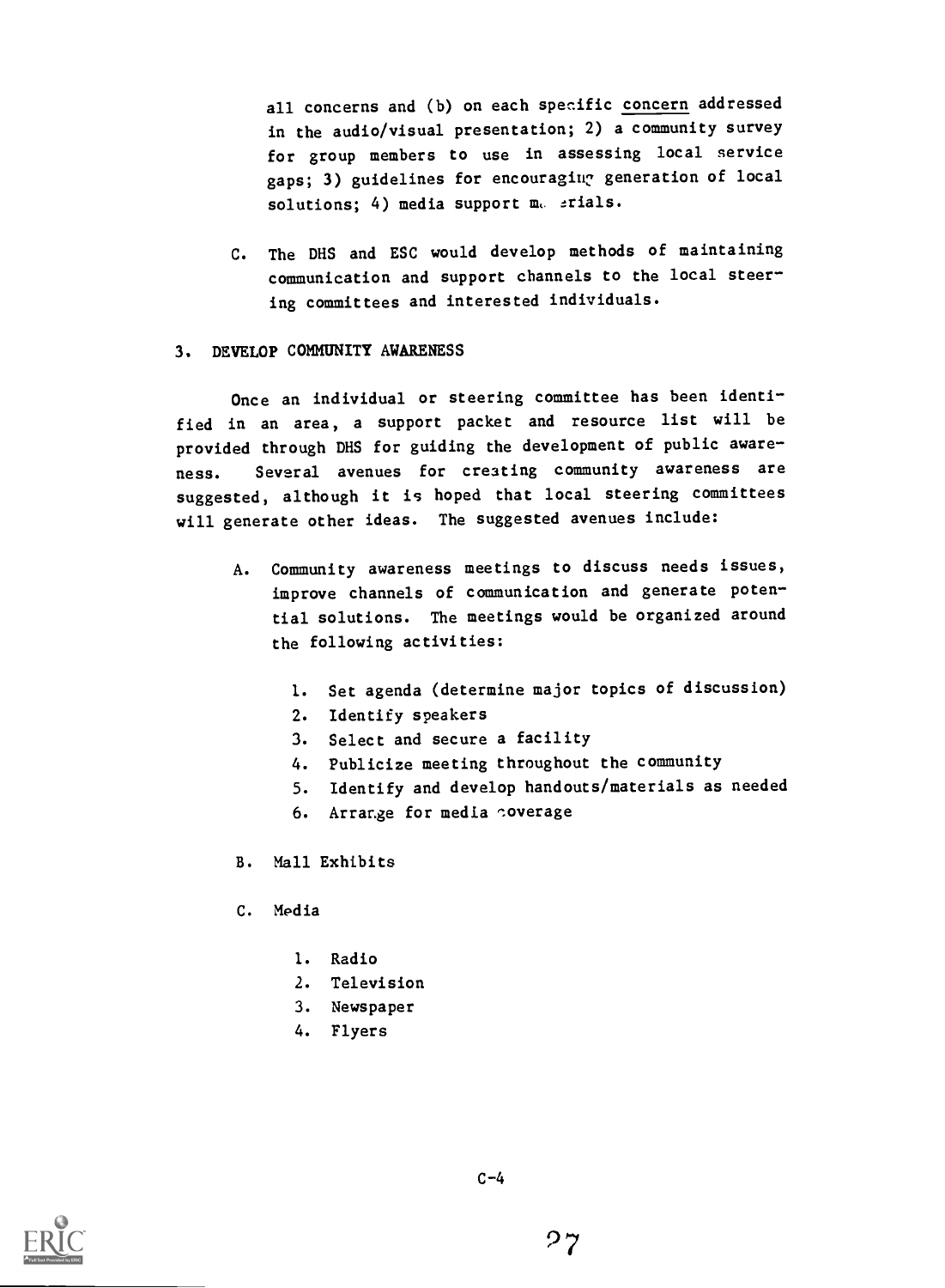all concerns and (b) on each specific <u>concern</u> addressed in the audio/visual presentation; 2) a community survey for group members to use in assessing local service gaps; 3) guidelines for encouraging generation of local solutions; 4) media support materials.

C. The DHS and ESC would develop methods of maintaining communication and support channels to the local steering committees and interested individuals.

## 3. DEVELOP COMMUNITY AWARENESS

Once an individual or steering committee has been identified in an area, a support packet and resource list will be provided through DHS for guiding the development of public awareness. Several avenues for creating community awareness are suggested, although it is hoped that local steering committees will generate other ideas. The suggested avenues include:

A. Community awareness meetings to discuss needs issues, improve channels of communication and generate potential solutions. The meetings would be organized around the following activities:

   1. Set agenda (determine major topics of discussion)
   2. Identify speakers
   3. Select and secure a facility
   4. Publicize meeting throughout the community
   5. Identify and develop handouts/materials as needed
   6. Arrange for media coverage

B. Mall Exhibits

C. Media

   1. Radio
   2. Television
   3. Newspaper
   4. Flyers

C-4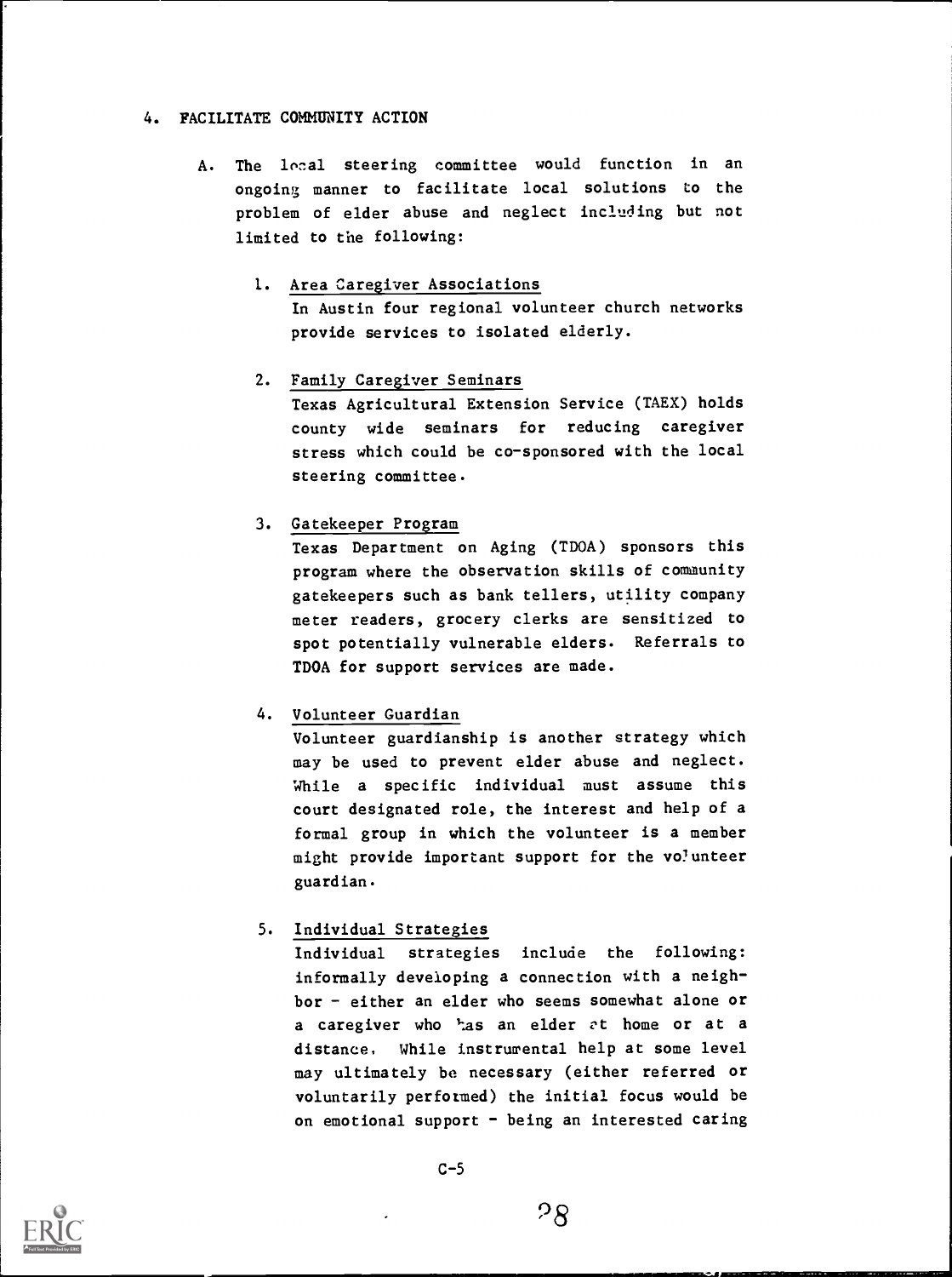4. FACILITATE COMMUNITY ACTION

   A. The local steering committee would function in an ongoing manner to facilitate local solutions to the problem of elder abuse and neglect including but not limited to the following:

      1. <u>Area Caregiver Associations</u>
         In Austin four regional volunteer church networks provide services to isolated elderly.

      2. <u>Family Caregiver Seminars</u>
         Texas Agricultural Extension Service (TAEX) holds county wide seminars for reducing caregiver stress which could be co-sponsored with the local steering committee.

      3. <u>Gatekeeper Program</u>
         Texas Department on Aging (TDOA) sponsors this program where the observation skills of community gatekeepers such as bank tellers, utility company meter readers, grocery clerks are sensitized to spot potentially vulnerable elders. Referrals to TDOA for support services are made.

      4. <u>Volunteer Guardian</u>
         Volunteer guardianship is another strategy which may be used to prevent elder abuse and neglect. While a specific individual must assume this court designated role, the interest and help of a formal group in which the volunteer is a member might provide important support for the volunteer guardian.

      5. <u>Individual Strategies</u>
         Individual strategies include the following: informally developing a connection with a neighbor - either an elder who seems somewhat alone or a caregiver who has an elder at home or at a distance. While instrumental help at some level may ultimately be necessary (either referred or voluntarily performed) the initial focus would be on emotional support - being an interested caring

C-5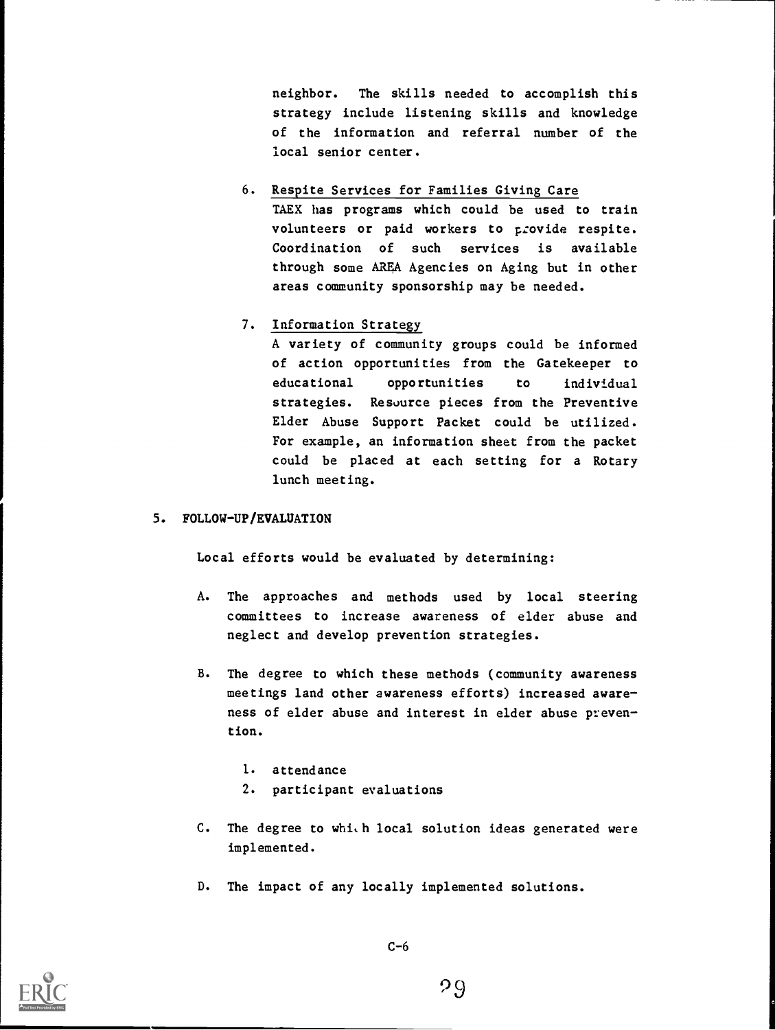neighbor. The skills needed to accomplish this strategy include listening skills and knowledge of the information and referral number of the local senior center.

6. Respite Services for Families Giving Care

   TAEX has programs which could be used to train volunteers or paid workers to provide respite. Coordination of such services is available through some AREA Agencies on Aging but in other areas community sponsorship may be needed.

7. Information Strategy

   A variety of community groups could be informed of action opportunities from the Gatekeeper to educational opportunities to individual strategies. Resource pieces from the Preventive Elder Abuse Support Packet could be utilized. For example, an information sheet from the packet could be placed at each setting for a Rotary lunch meeting.

## 5. FOLLOW-UP/EVALUATION

Local efforts would be evaluated by determining:

A. The approaches and methods used by local steering committees to increase awareness of elder abuse and neglect and develop prevention strategies.

B. The degree to which these methods (community awareness meetings land other awareness efforts) increased awareness of elder abuse and interest in elder abuse prevention.

   1. attendance
   2. participant evaluations

C. The degree to which local solution ideas generated were implemented.

D. The impact of any locally implemented solutions.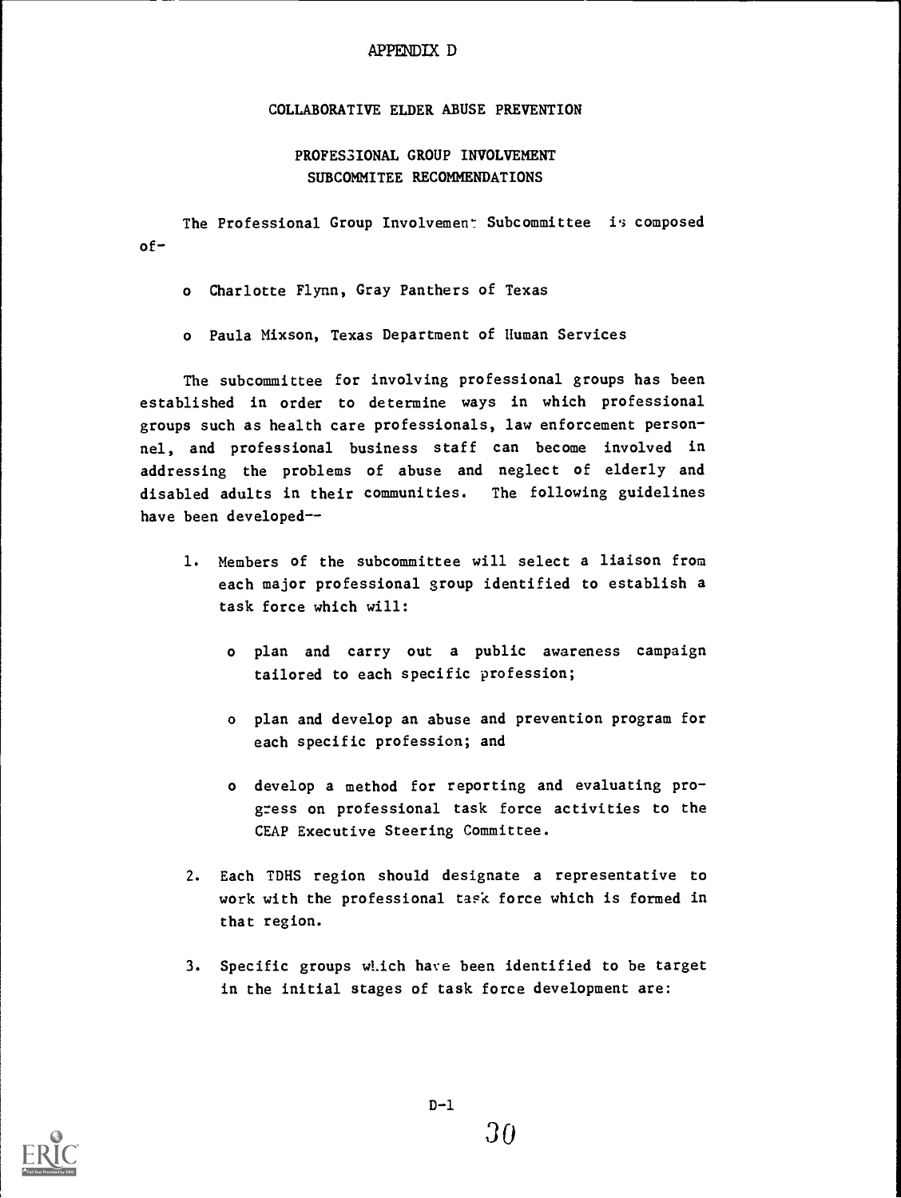# APPENDIX D

## COLLABORATIVE ELDER ABUSE PREVENTION

### PROFESSIONAL GROUP INVOLVEMENT SUBCOMMITEE RECOMMENDATIONS

The Professional Group Involvement Subcommittee is composed of–

- Charlotte Flynn, Gray Panthers of Texas
- Paula Mixson, Texas Department of Human Services

The subcommittee for involving professional groups has been established in order to determine ways in which professional groups such as health care professionals, law enforcement personnel, and professional business staff can become involved in addressing the problems of abuse and neglect of elderly and disabled adults in their communities. The following guidelines have been developed--

1. Members of the subcommittee will select a liaison from each major professional group identified to establish a task force which will:
   - plan and carry out a public awareness campaign tailored to each specific profession;
   - plan and develop an abuse and prevention program for each specific profession; and
   - develop a method for reporting and evaluating progress on professional task force activities to the CEAP Executive Steering Committee.
2. Each TDHS region should designate a representative to work with the professional task force which is formed in that region.
3. Specific groups which have been identified to be target in the initial stages of task force development are: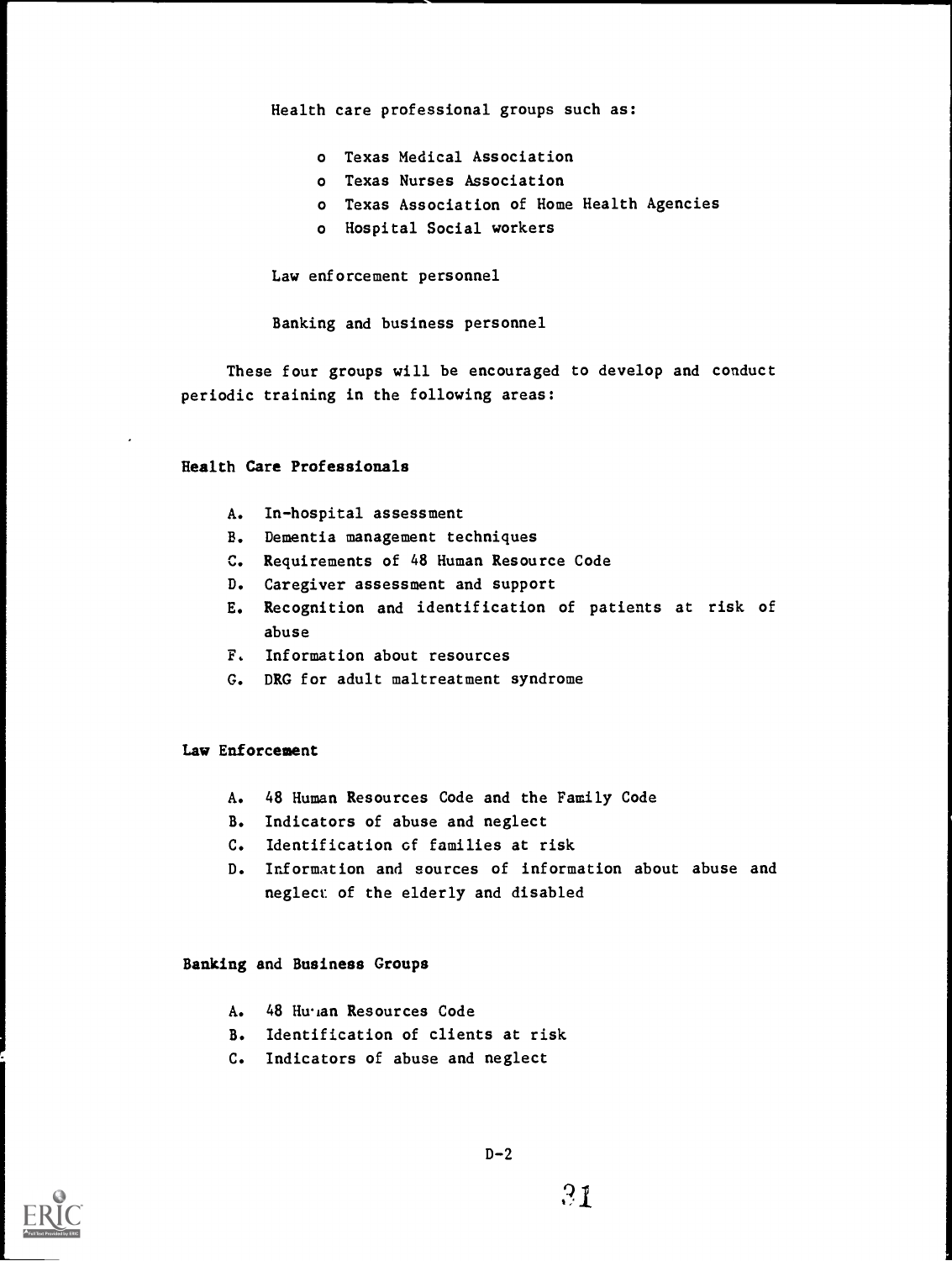Health care professional groups such as:

- Texas Medical Association
- Texas Nurses Association
- Texas Association of Home Health Agencies
- Hospital Social workers

Law enforcement personnel

Banking and business personnel

These four groups will be encouraged to develop and conduct periodic training in the following areas:

**Health Care Professionals**

A. In-hospital assessment
B. Dementia management techniques
C. Requirements of 48 Human Resource Code
D. Caregiver assessment and support
E. Recognition and identification of patients at risk of abuse
F. Information about resources
G. DRG for adult maltreatment syndrome

**Law Enforcement**

A. 48 Human Resources Code and the Family Code
B. Indicators of abuse and neglect
C. Identification of families at risk
D. Information and sources of information about abuse and neglect of the elderly and disabled

**Banking and Business Groups**

A. 48 Human Resources Code
B. Identification of clients at risk
C. Indicators of abuse and neglect

D-2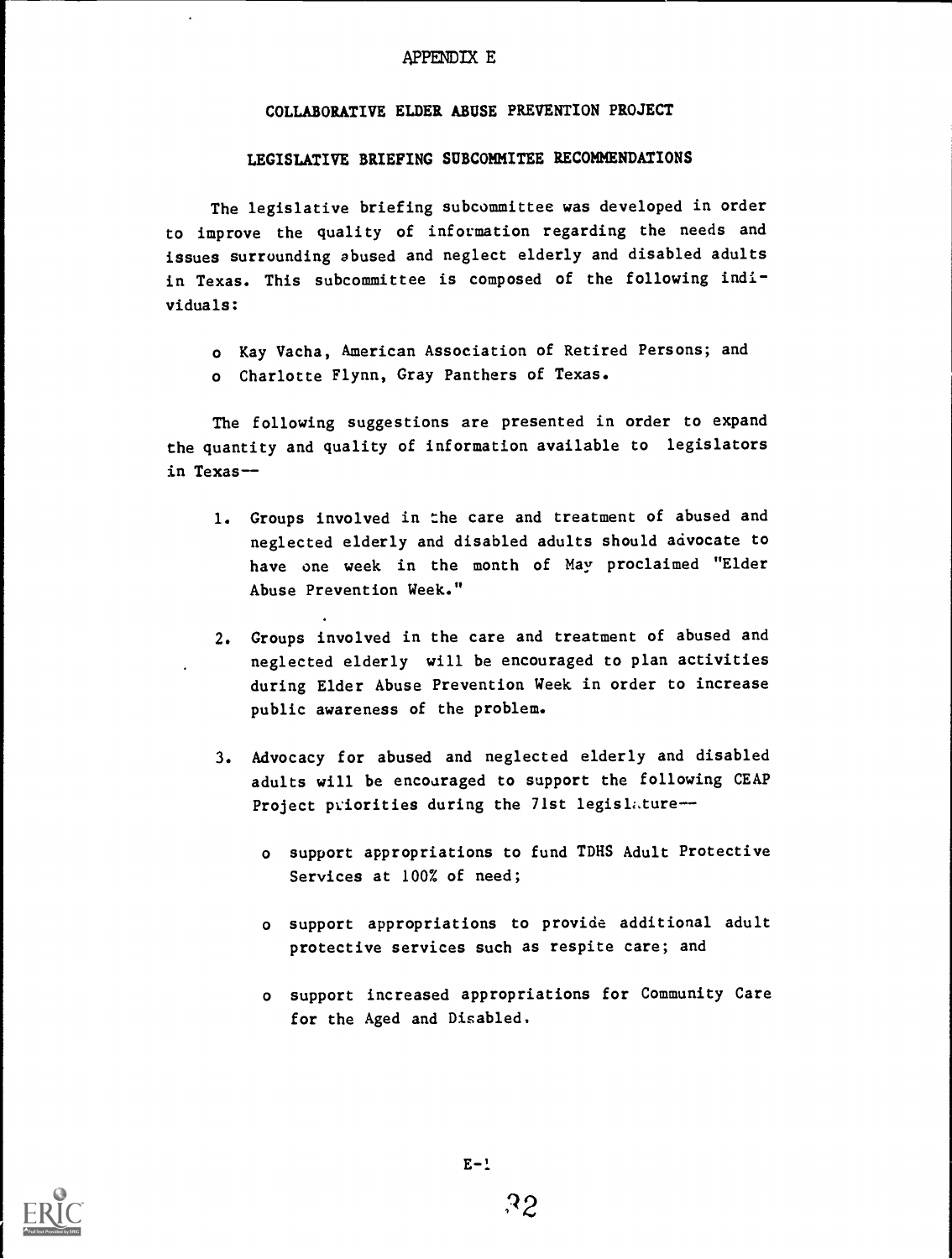# APPENDIX E

## COLLABORATIVE ELDER ABUSE PREVENTION PROJECT

### LEGISLATIVE BRIEFING SUBCOMMITEE RECOMMENDATIONS

The legislative briefing subcommittee was developed in order to improve the quality of information regarding the needs and issues surrounding abused and neglect elderly and disabled adults in Texas. This subcommittee is composed of the following individuals:

- Kay Vacha, American Association of Retired Persons; and
- Charlotte Flynn, Gray Panthers of Texas.

The following suggestions are presented in order to expand the quantity and quality of information available to legislators in Texas--

1. Groups involved in the care and treatment of abused and neglected elderly and disabled adults should advocate to have one week in the month of May proclaimed "Elder Abuse Prevention Week."

2. Groups involved in the care and treatment of abused and neglected elderly will be encouraged to plan activities during Elder Abuse Prevention Week in order to increase public awareness of the problem.

3. Advocacy for abused and neglected elderly and disabled adults will be encouraged to support the following CEAP Project priorities during the 71st legislature--

   - support appropriations to fund TDHS Adult Protective Services at 100% of need;

   - support appropriations to provide additional adult protective services such as respite care; and

   - support increased appropriations for Community Care for the Aged and Disabled.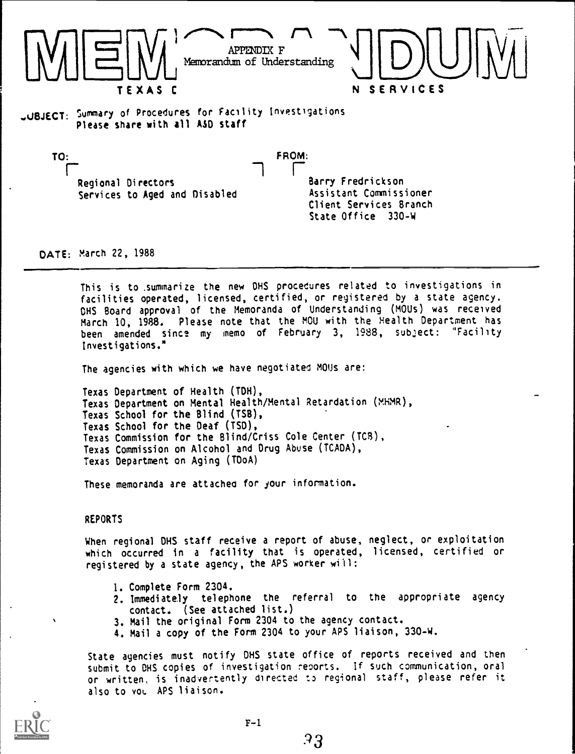MEMORANDUM

APPENDIX F
Memorandum of Understanding

TEXAS DEPARTMENT OF HUMAN SERVICES

SUBJECT: Summary of Procedures for Facility Investigations
Please share with all ASD staff

TO:
Regional Directors
Services to Aged and Disabled

FROM:
Barry Fredrickson
Assistant Commissioner
Client Services Branch
State Office 330-W

DATE: March 22, 1988

This is to summarize the new DHS procedures related to investigations in facilities operated, licensed, certified, or registered by a state agency. DHS Board approval of the Memoranda of Understanding (MOUs) was received March 10, 1988. Please note that the MOU with the Health Department has been amended since my memo of February 3, 1988, subject: "Facility Investigations."

The agencies with which we have negotiated MOUs are:

Texas Department of Health (TDH),
Texas Department on Mental Health/Mental Retardation (MHMR),
Texas School for the Blind (TSB),
Texas School for the Deaf (TSD),
Texas Commission for the Blind/Criss Cole Center (TCB),
Texas Commission on Alcohol and Drug Abuse (TCADA),
Texas Department on Aging (TDoA)

These memoranda are attached for your information.

REPORTS

When regional DHS staff receive a report of abuse, neglect, or exploitation which occurred in a facility that is operated, licensed, certified or registered by a state agency, the APS worker will:

1. Complete Form 2304.
2. Immediately telephone the referral to the appropriate agency contact. (See attached list.)
3. Mail the original Form 2304 to the agency contact.
4. Mail a copy of the Form 2304 to your APS liaison, 330-W.

State agencies must notify DHS state office of reports received and then submit to DHS copies of investigation reports. If such communication, oral or written, is inadvertently directed to regional staff, please refer it also to your APS liaison.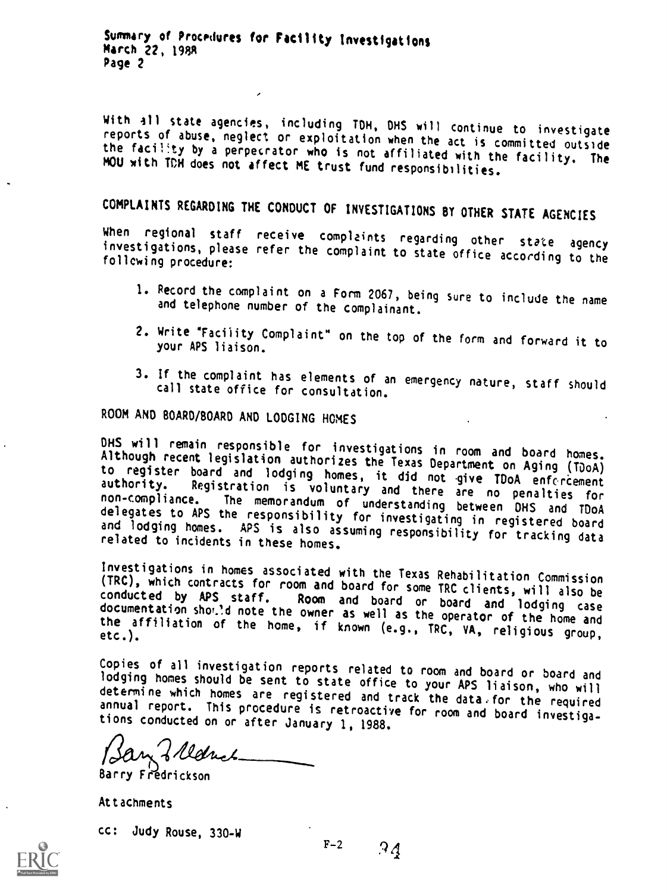Summary of Procedures for Facility Investigations
March 22, 1988
Page 2

With all state agencies, including TDH, DHS will continue to investigate reports of abuse, neglect or exploitation when the act is committed outside the facility by a perpetrator who is not affiliated with the facility. The MOU with TDH does not affect ME trust fund responsibilities.

## COMPLAINTS REGARDING THE CONDUCT OF INVESTIGATIONS BY OTHER STATE AGENCIES

When regional staff receive complaints regarding other state agency investigations, please refer the complaint to state office according to the following procedure:

1. Record the complaint on a Form 2067, being sure to include the name and telephone number of the complainant.

2. Write "Facility Complaint" on the top of the form and forward it to your APS liaison.

3. If the complaint has elements of an emergency nature, staff should call state office for consultation.

## ROOM AND BOARD/BOARD AND LODGING HOMES

DHS will remain responsible for investigations in room and board homes. Although recent legislation authorizes the Texas Department on Aging (TDoA) to register board and lodging homes, it did not give TDoA enforcement authority. Registration is voluntary and there are no penalties for non-compliance. The memorandum of understanding between DHS and TDoA delegates to APS the responsibility for investigating in registered board and lodging homes. APS is also assuming responsibility for tracking data related to incidents in these homes.

Investigations in homes associated with the Texas Rehabilitation Commission (TRC), which contracts for room and board for some TRC clients, will also be conducted by APS staff. Room and board or board and lodging case documentation should note the owner as well as the operator of the home and the affiliation of the home, if known (e.g., TRC, VA, religious group, etc.).

Copies of all investigation reports related to room and board or board and lodging homes should be sent to state office to your APS liaison, who will determine which homes are registered and track the data for the required annual report. This procedure is retroactive for room and board investigations conducted on or after January 1, 1988.

Barry Fredrickson

Attachments

cc: Judy Rouse, 330-W

F-2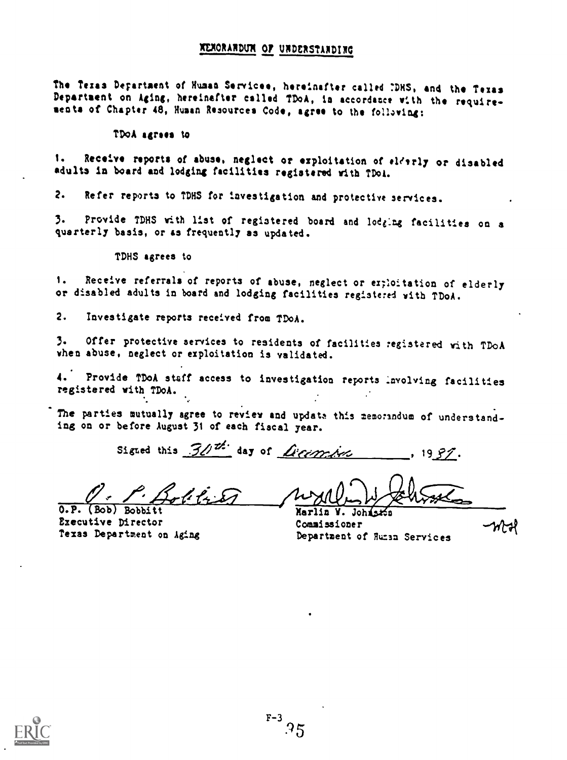# MEMORANDUM OF UNDERSTANDING

The Texas Department of Human Services, hereinafter called TDHS, and the Texas Department on Aging, hereinafter called TDoA, in accordance with the requirements of Chapter 48, Human Resources Code, agree to the following:

TDoA agrees to

1. Receive reports of abuse, neglect or exploitation of elderly or disabled adults in board and lodging facilities registered with TDoA.

2. Refer reports to TDHS for investigation and protective services.

3. Provide TDHS with list of registered board and lodging facilities on a quarterly basis, or as frequently as updated.

TDHS agrees to

1. Receive referrals of reports of abuse, neglect or exploitation of elderly or disabled adults in board and lodging facilities registered with TDoA.

2. Investigate reports received from TDoA.

3. Offer protective services to residents of facilities registered with TDoA when abuse, neglect or exploitation is validated.

4. Provide TDoA staff access to investigation reports involving facilities registered with TDoA.

The parties mutually agree to review and update this memorandum of understanding on or before August 31 of each fiscal year.

Signed this 30th day of December, 1987.

O.P. (Bob) Bobbitt
Executive Director
Texas Department on Aging

Marlin W. Johnston
Commissioner
Department of Human Services

F-3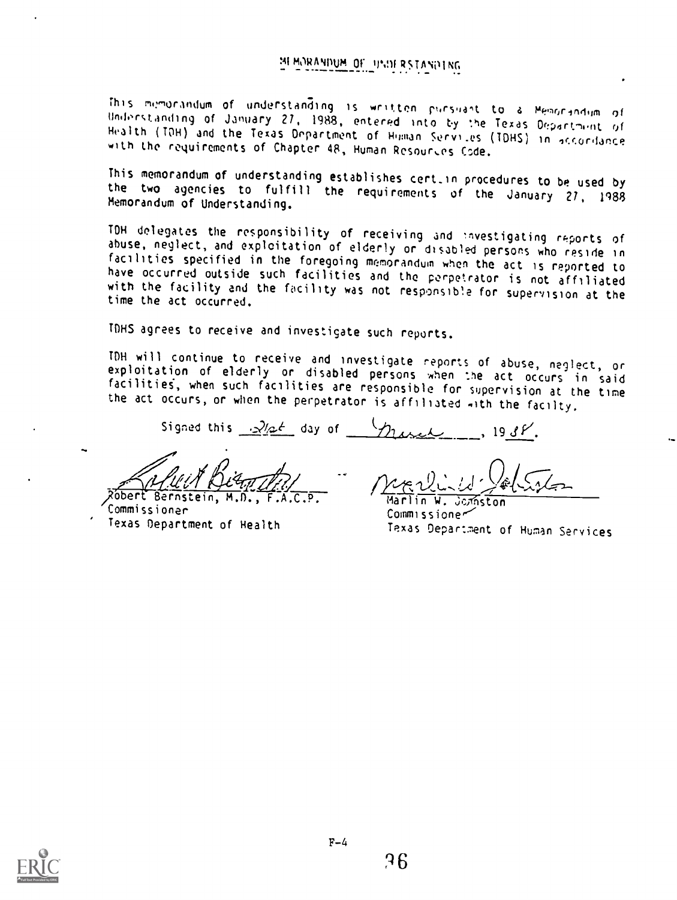## MEMORANDUM OF UNDERSTANDING

This memorandum of understanding is written pursuant to a Memorandum of Understanding of January 27, 1988, entered into by the Texas Department of Health (TDH) and the Texas Department of Human Services (TDHS) in accordance with the requirements of Chapter 48, Human Resources Code.

This memorandum of understanding establishes certain procedures to be used by the two agencies to fulfill the requirements of the January 27, 1988 Memorandum of Understanding.

TDH delegates the responsibility of receiving and investigating reports of abuse, neglect, and exploitation of elderly or disabled persons who reside in facilities specified in the foregoing memorandum when the act is reported to have occurred outside such facilities and the perpetrator is not affiliated with the facility and the facility was not responsible for supervision at the time the act occurred.

TDHS agrees to receive and investigate such reports.

TDH will continue to receive and investigate reports of abuse, neglect, or exploitation of elderly or disabled persons when the act occurs in said facilities, when such facilities are responsible for supervision at the time the act occurs, or when the perpetrator is affiliated with the facilty.

Signed this 21st day of March, 1988.

Robert Bernstein, M.D., F.A.C.P.
Commissioner
Texas Department of Health

Marlin W. Johnston
Commissioner
Texas Department of Human Services

F-4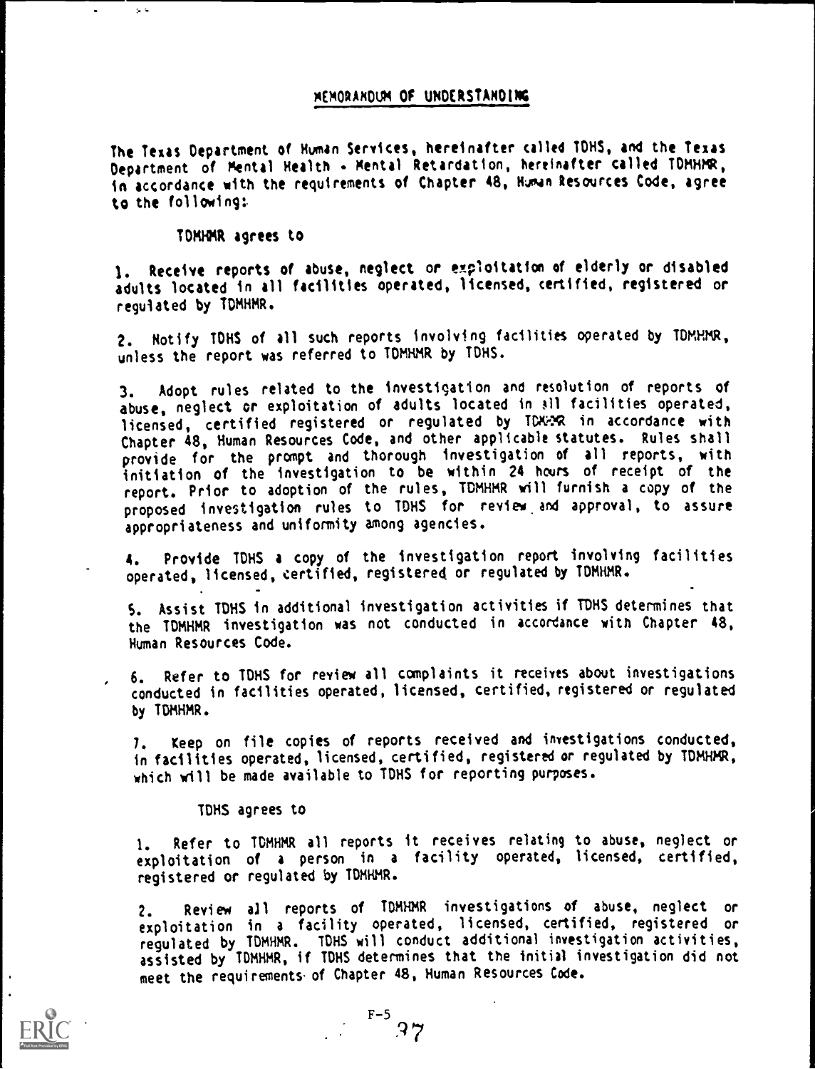## MEMORANDUM OF UNDERSTANDING

The Texas Department of Human Services, hereinafter called TDHS, and the Texas Department of Mental Health - Mental Retardation, hereinafter called TDMHMR, in accordance with the requirements of Chapter 48, Human Resources Code, agree to the following:

TDMHMR agrees to

1. Receive reports of abuse, neglect or exploitation of elderly or disabled adults located in all facilities operated, licensed, certified, registered or regulated by TDMHMR.

2. Notify TDHS of all such reports involving facilities operated by TDMHMR, unless the report was referred to TDMHMR by TDHS.

3. Adopt rules related to the investigation and resolution of reports of abuse, neglect or exploitation of adults located in all facilities operated, licensed, certified registered or regulated by TDMHMR in accordance with Chapter 48, Human Resources Code, and other applicable statutes. Rules shall provide for the prompt and thorough investigation of all reports, with initiation of the investigation to be within 24 hours of receipt of the report. Prior to adoption of the rules, TDMHMR will furnish a copy of the proposed investigation rules to TDHS for review and approval, to assure appropriateness and uniformity among agencies.

4. Provide TDHS a copy of the investigation report involving facilities operated, licensed, certified, registered or regulated by TDMHMR.

5. Assist TDHS in additional investigation activities if TDHS determines that the TDMHMR investigation was not conducted in accordance with Chapter 48, Human Resources Code.

6. Refer to TDHS for review all complaints it receives about investigations conducted in facilities operated, licensed, certified, registered or regulated by TDMHMR.

7. Keep on file copies of reports received and investigations conducted, in facilities operated, licensed, certified, registered or regulated by TDMHMR, which will be made available to TDHS for reporting purposes.

TDHS agrees to

1. Refer to TDMHMR all reports it receives relating to abuse, neglect or exploitation of a person in a facility operated, licensed, certified, registered or regulated by TDMHMR.

2. Review all reports of TDMHMR investigations of abuse, neglect or exploitation in a facility operated, licensed, certified, registered or regulated by TDMHMR. TDHS will conduct additional investigation activities, assisted by TDMHMR, if TDHS determines that the initial investigation did not meet the requirements of Chapter 48, Human Resources Code.

F-5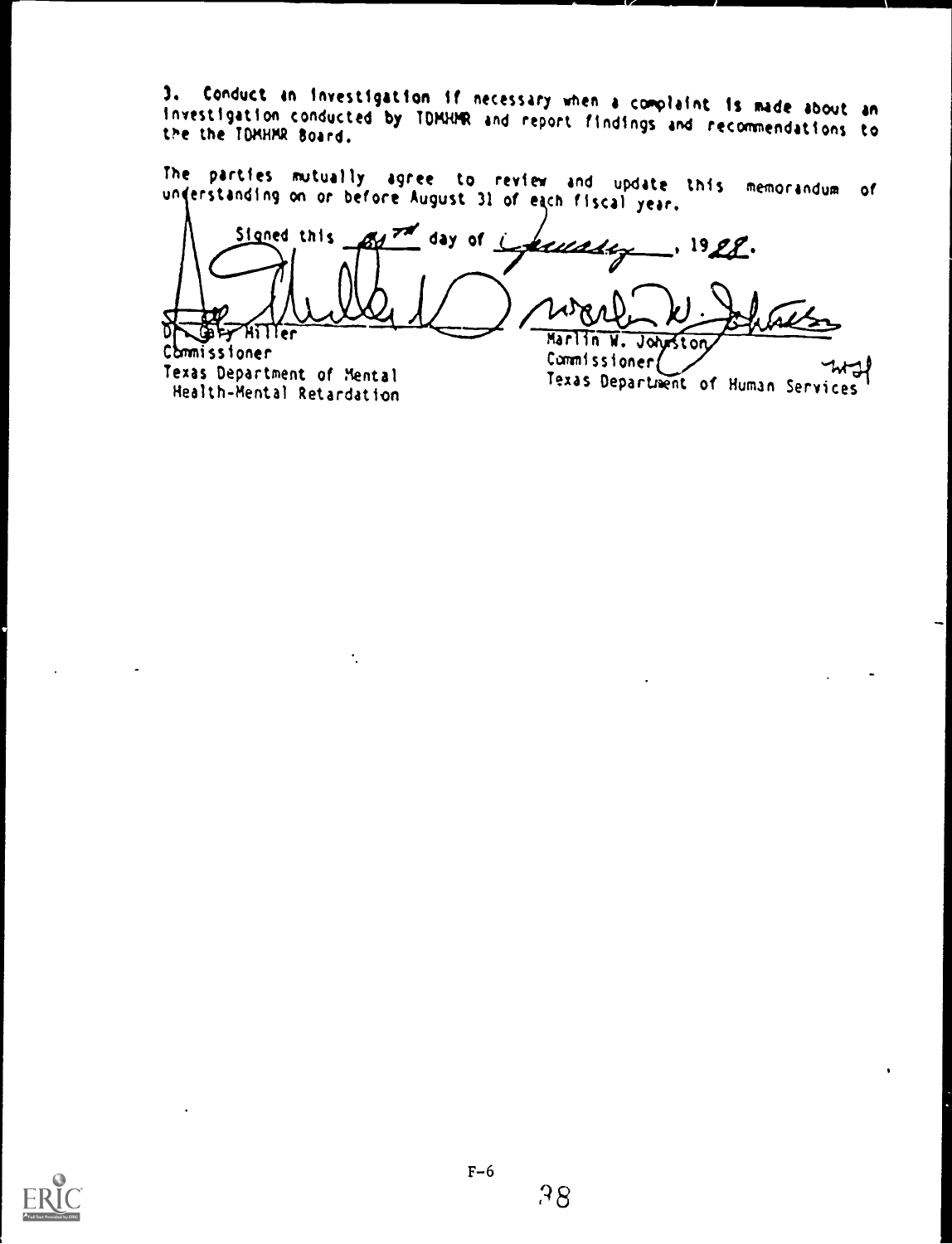3. Conduct an investigation if necessary when a complaint is made about an investigation conducted by TDMHMR and report findings and recommendations to the the TDMHMR Board.

The parties mutually agree to review and update this memorandum of understanding on or before August 31 of each fiscal year.

Signed this 21st day of January, 1988.

| | |
|---|---|
| Dr. Gary Miller | Marlin W. Johnston |
| Commissioner | Commissioner |
| Texas Department of Mental Health-Mental Retardation | Texas Department of Human Services |

F-6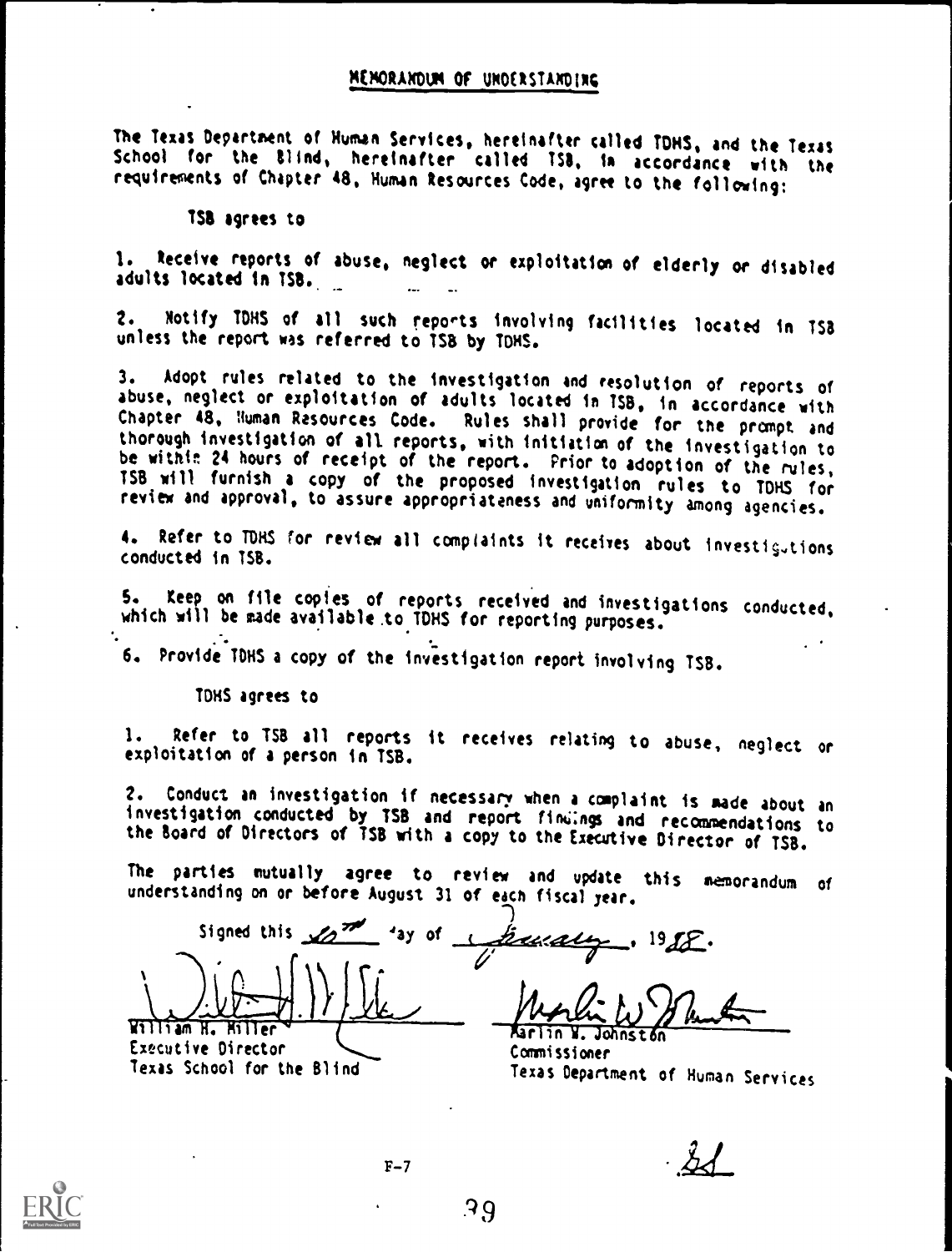## MEMORANDUM OF UNDERSTANDING

The Texas Department of Human Services, hereinafter called TDHS, and the Texas School for the Blind, hereinafter called TSB, in accordance with the requirements of Chapter 48, Human Resources Code, agree to the following:

TSB agrees to

1. Receive reports of abuse, neglect or exploitation of elderly or disabled adults located in TSB.

2. Notify TDHS of all such reports involving facilities located in TSB unless the report was referred to TSB by TDHS.

3. Adopt rules related to the investigation and resolution of reports of abuse, neglect or exploitation of adults located in TSB, in accordance with Chapter 48, Human Resources Code. Rules shall provide for the prompt and thorough investigation of all reports, with initiation of the investigation to be within 24 hours of receipt of the report. Prior to adoption of the rules, TSB will furnish a copy of the proposed investigation rules to TDHS for review and approval, to assure appropriateness and uniformity among agencies.

4. Refer to TDHS for review all complaints it receives about investigations conducted in TSB.

5. Keep on file copies of reports received and investigations conducted, which will be made available to TDHS for reporting purposes.

6. Provide TDHS a copy of the investigation report involving TSB.

TDHS agrees to

1. Refer to TSB all reports it receives relating to abuse, neglect or exploitation of a person in TSB.

2. Conduct an investigation if necessary when a complaint is made about an investigation conducted by TSB and report findings and recommendations to the Board of Directors of TSB with a copy to the Executive Director of TSB.

The parties mutually agree to review and update this memorandum of understanding on or before August 31 of each fiscal year.

Signed this 20th day of January, 1988.

William H. Miller
Executive Director
Texas School for the Blind

Marlin W. Johnston
Commissioner
Texas Department of Human Services

F-7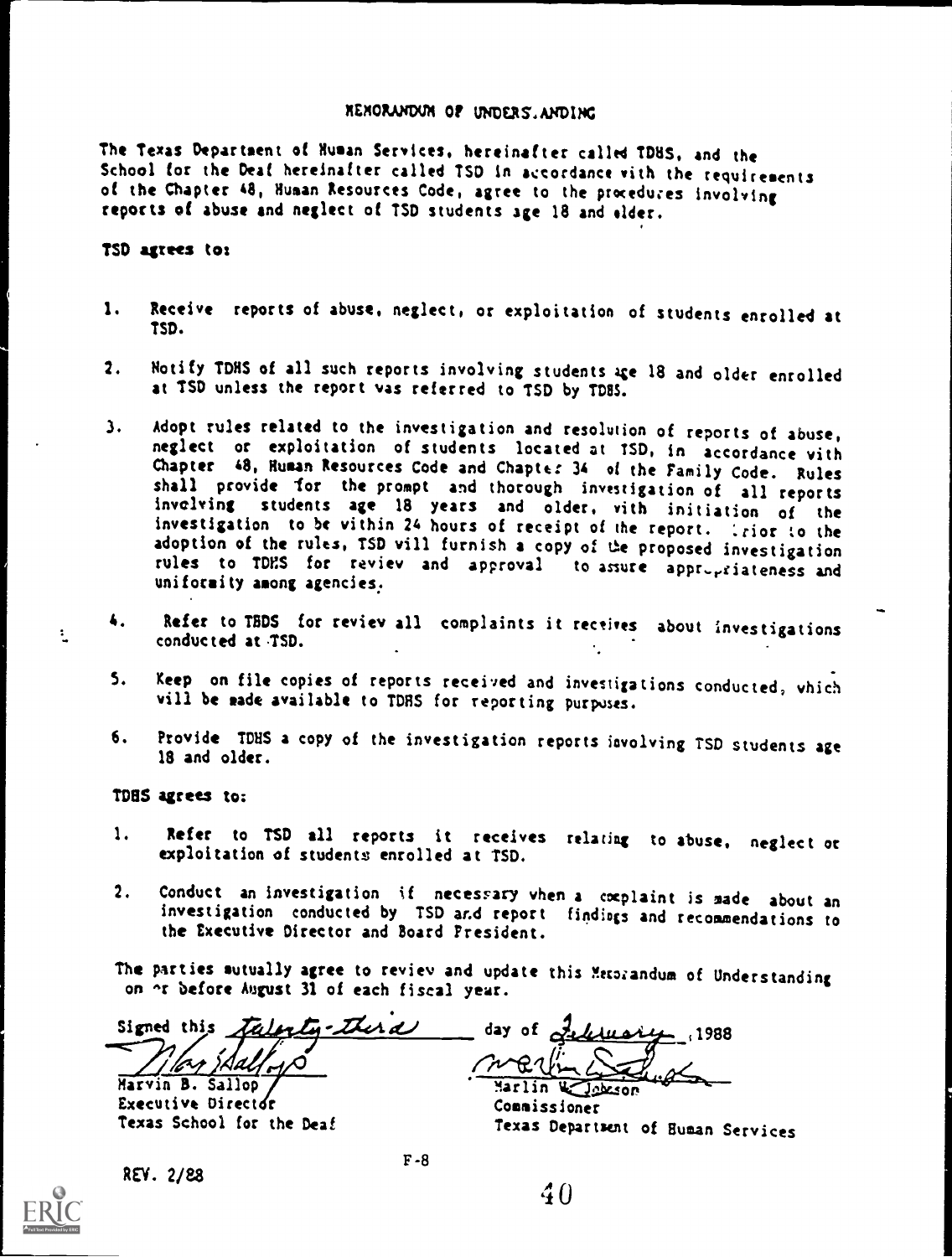# MEMORANDUM OF UNDERSTANDING

The Texas Department of Human Services, hereinafter called TDHS, and the School for the Deaf hereinafter called TSD in accordance with the requirements of the Chapter 48, Human Resources Code, agree to the procedures involving reports of abuse and neglect of TSD students age 18 and older.

**TSD agrees to:**

1. Receive reports of abuse, neglect, or exploitation of students enrolled at TSD.

2. Notify TDHS of all such reports involving students age 18 and older enrolled at TSD unless the report was referred to TSD by TDHS.

3. Adopt rules related to the investigation and resolution of reports of abuse, neglect or exploitation of students located at TSD, in accordance with Chapter 48, Human Resources Code and Chapter 34 of the Family Code. Rules shall provide for the prompt and thorough investigation of all reports involving students age 18 years and older, with initiation of the investigation to be within 24 hours of receipt of the report. Prior to the adoption of the rules, TSD will furnish a copy of the proposed investigation rules to TDHS for review and approval to assure appropriateness and uniformity among agencies.

4. Refer to TDHS for review all complaints it receives about investigations conducted at TSD.

5. Keep on file copies of reports received and investigations conducted, which will be made available to TDHS for reporting purposes.

6. Provide TDHS a copy of the investigation reports involving TSD students age 18 and older.

**TDHS agrees to:**

1. Refer to TSD all reports it receives relating to abuse, neglect or exploitation of students enrolled at TSD.

2. Conduct an investigation if necessary when a complaint is made about an investigation conducted by TSD and report findings and recommendations to the Executive Director and Board President.

The parties mutually agree to review and update this Memorandum of Understanding on or before August 31 of each fiscal year.

Signed this *Twenty-third* day of *February*, 1988

Marvin B. Sallop
Executive Director
Texas School for the Deaf

Marlin W. Johnson
Commissioner
Texas Department of Human Services

REV. 2/88

F-8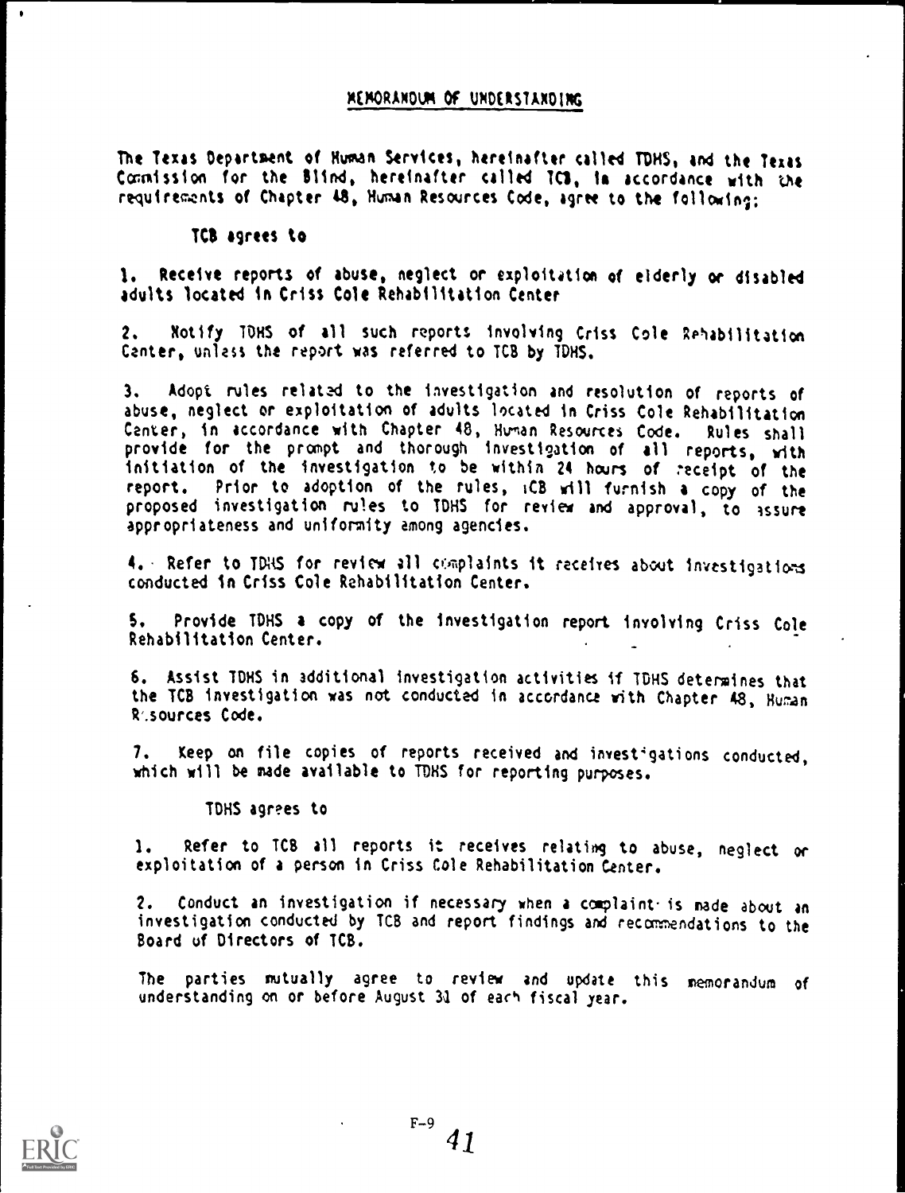# MEMORANDUM OF UNDERSTANDING

The Texas Department of Human Services, hereinafter called TDHS, and the Texas Commission for the Blind, hereinafter called TCB, in accordance with the requirements of Chapter 48, Human Resources Code, agree to the following:

TCB agrees to

1. Receive reports of abuse, neglect or exploitation of elderly or disabled adults located in Criss Cole Rehabilitation Center

2. Notify TDHS of all such reports involving Criss Cole Rehabilitation Center, unless the report was referred to TCB by TDHS.

3. Adopt rules related to the investigation and resolution of reports of abuse, neglect or exploitation of adults located in Criss Cole Rehabilitation Center, in accordance with Chapter 48, Human Resources Code. Rules shall provide for the prompt and thorough investigation of all reports, with initiation of the investigation to be within 24 hours of receipt of the report. Prior to adoption of the rules, TCB will furnish a copy of the proposed investigation rules to TDHS for review and approval, to assure appropriateness and uniformity among agencies.

4. Refer to TDHS for review all complaints it receives about investigations conducted in Criss Cole Rehabilitation Center.

5. Provide TDHS a copy of the investigation report involving Criss Cole Rehabilitation Center.

6. Assist TDHS in additional investigation activities if TDHS determines that the TCB investigation was not conducted in accordance with Chapter 48, Human Resources Code.

7. Keep on file copies of reports received and investigations conducted, which will be made available to TDHS for reporting purposes.

TDHS agrees to

1. Refer to TCB all reports it receives relating to abuse, neglect or exploitation of a person in Criss Cole Rehabilitation Center.

2. Conduct an investigation if necessary when a complaint is made about an investigation conducted by TCB and report findings and recommendations to the Board of Directors of TCB.

The parties mutually agree to review and update this memorandum of understanding on or before August 31 of each fiscal year.

F-9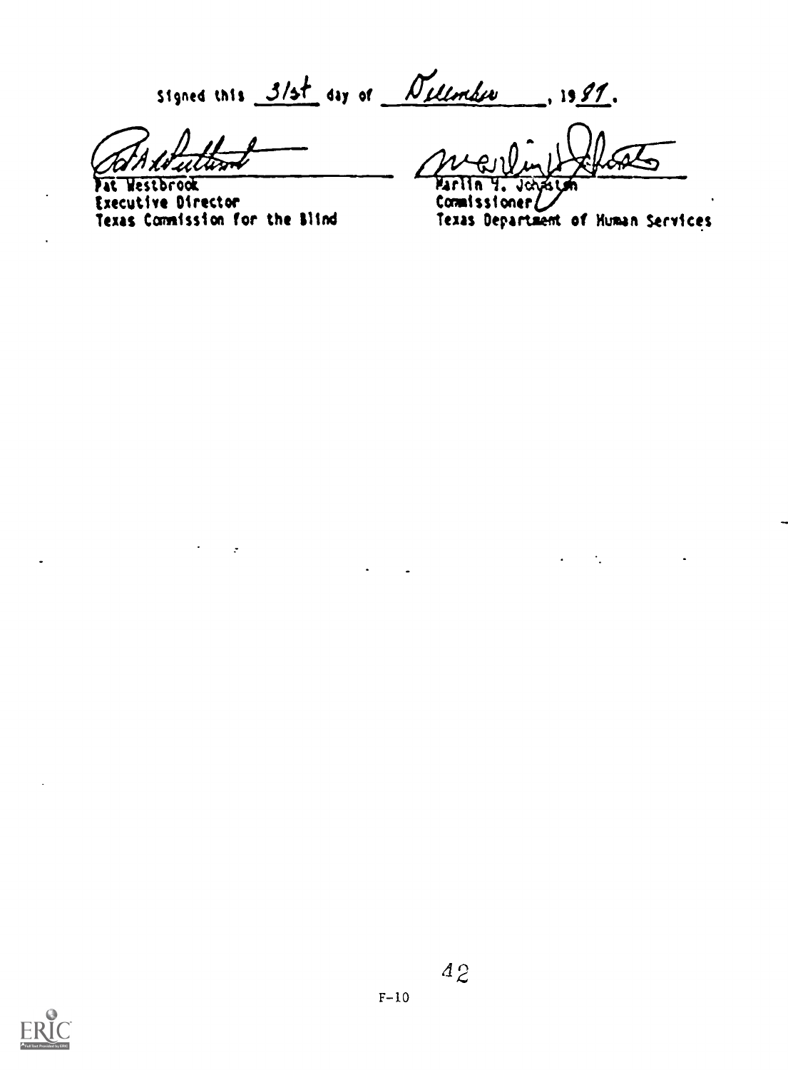Signed this 31st day of December, 1987.

Pat Westbrook
Executive Director
Texas Commission for the Blind

Marlin W. Johnston
Commissioner
Texas Department of Human Services

F-10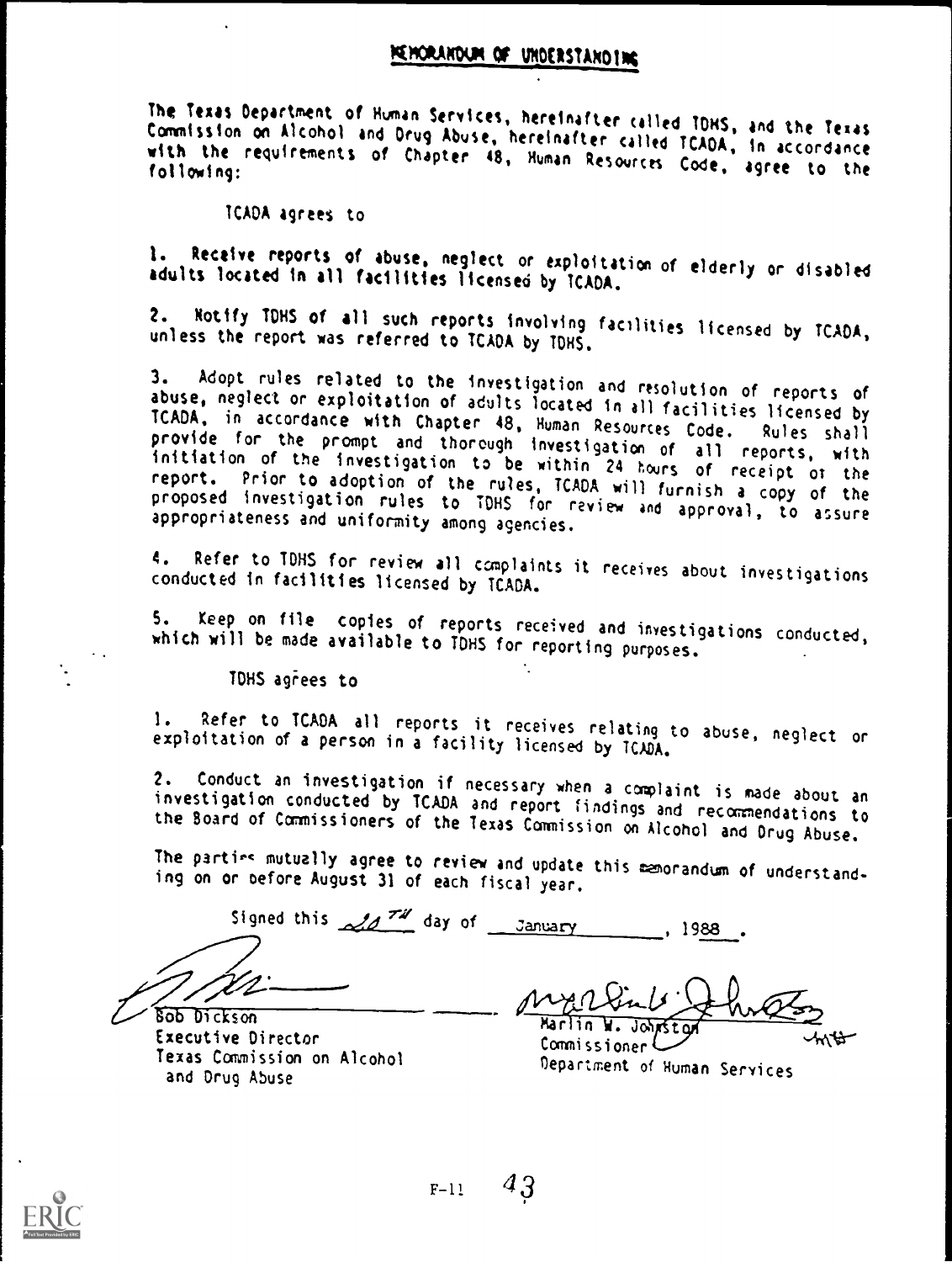# MEMORANDUM OF UNDERSTANDING

The Texas Department of Human Services, hereinafter called TDHS, and the Texas Commission on Alcohol and Drug Abuse, hereinafter called TCADA, in accordance with the requirements of Chapter 48, Human Resources Code, agree to the following:

TCADA agrees to

1. Receive reports of abuse, neglect or exploitation of elderly or disabled adults located in all facilities licensed by TCADA.

2. Notify TDHS of all such reports involving facilities licensed by TCADA, unless the report was referred to TCADA by TDHS.

3. Adopt rules related to the investigation and resolution of reports of abuse, neglect or exploitation of adults located in all facilities licensed by TCADA, in accordance with Chapter 48, Human Resources Code. Rules shall provide for the prompt and thorough investigation of all reports, with initiation of the investigation to be within 24 hours of receipt of the report. Prior to adoption of the rules, TCADA will furnish a copy of the proposed investigation rules to TDHS for review and approval, to assure appropriateness and uniformity among agencies.

4. Refer to TDHS for review all complaints it receives about investigations conducted in facilities licensed by TCADA.

5. Keep on file copies of reports received and investigations conducted, which will be made available to TDHS for reporting purposes.

TDHS agrees to

1. Refer to TCADA all reports it receives relating to abuse, neglect or exploitation of a person in a facility licensed by TCADA.

2. Conduct an investigation if necessary when a complaint is made about an investigation conducted by TCADA and report findings and recommendations to the Board of Commissioners of the Texas Commission on Alcohol and Drug Abuse.

The parties mutually agree to review and update this memorandum of understanding on or before August 31 of each fiscal year.

Signed this 26TH day of January, 1988.

Bob Dickson
Executive Director
Texas Commission on Alcohol and Drug Abuse

Marlin W. Johnston
Commissioner
Department of Human Services

F-11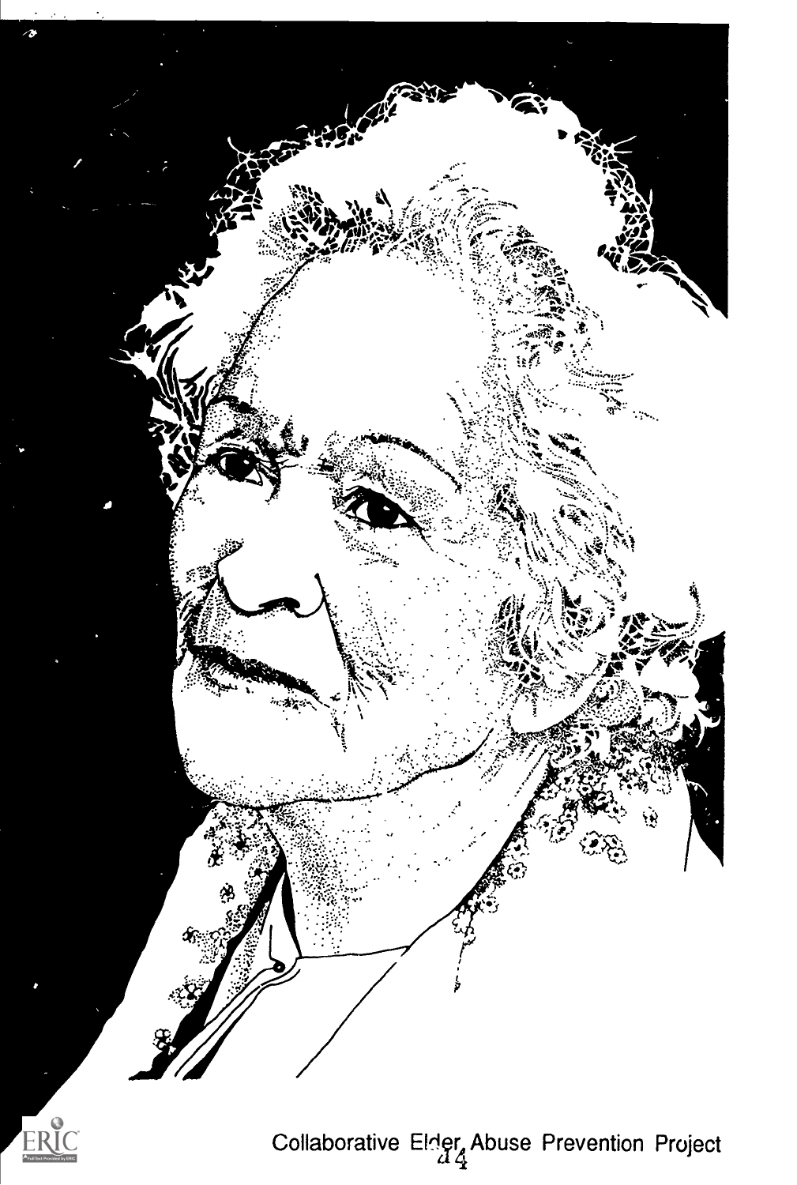Collaborative Elder Abuse Prevention Project